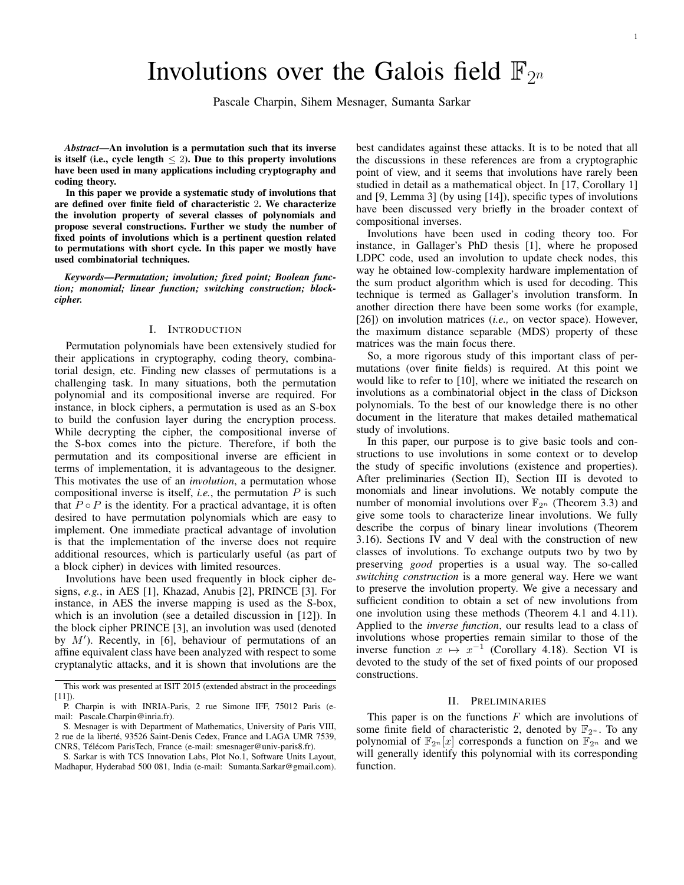# Involutions over the Galois field $\mathbb{F}_{2^n}$

Pascale Charpin, Sihem Mesnager, Sumanta Sarkar

***Abstract*—An involution is a permutation such that its inverse is itself (i.e., cycle length $\leq 2$). Due to this property involutions have been used in many applications including cryptography and coding theory.**

**In this paper we provide a systematic study of involutions that are defined over finite field of characteristic 2. We characterize the involution property of several classes of polynomials and propose several constructions. Further we study the number of fixed points of involutions which is a pertinent question related to permutations with short cycle. In this paper we mostly have used combinatorial techniques.**

***Keywords*—*Permutation; involution; fixed point; Boolean function; monomial; linear function; switching construction; block-cipher.***

## I. Introduction

Permutation polynomials have been extensively studied for their applications in cryptography, coding theory, combinatorial design, etc. Finding new classes of permutations is a challenging task. In many situations, both the permutation polynomial and its compositional inverse are required. For instance, in block ciphers, a permutation is used as an S-box to build the confusion layer during the encryption process. While decrypting the cipher, the compositional inverse of the S-box comes into the picture. Therefore, if both the permutation and its compositional inverse are efficient in terms of implementation, it is advantageous to the designer. This motivates the use of an *involution*, a permutation whose compositional inverse is itself, *i.e.*, the permutation $P$ is such that $P \circ P$ is the identity. For a practical advantage, it is often desired to have permutation polynomials which are easy to implement. One immediate practical advantage of involution is that the implementation of the inverse does not require additional resources, which is particularly useful (as part of a block cipher) in devices with limited resources.

Involutions have been used frequently in block cipher designs, *e.g.*, in AES [1], Khazad, Anubis [2], PRINCE [3]. For instance, in AES the inverse mapping is used as the S-box, which is an involution (see a detailed discussion in [12]). In the block cipher PRINCE [3], an involution was used (denoted by $M'$). Recently, in [6], behaviour of permutations of an affine equivalent class have been analyzed with respect to some cryptanalytic attacks, and it is shown that involutions are the best candidates against these attacks. It is to be noted that all the discussions in these references are from a cryptographic point of view, and it seems that involutions have rarely been studied in detail as a mathematical object. In [17, Corollary 1] and [9, Lemma 3] (by using [14]), specific types of involutions have been discussed very briefly in the broader context of compositional inverses.

Involutions have been used in coding theory too. For instance, in Gallager's PhD thesis [1], where he proposed LDPC code, used an involution to update check nodes, this way he obtained low-complexity hardware implementation of the sum product algorithm which is used for decoding. This technique is termed as Gallager's involution transform. In another direction there have been some works (for example, [26]) on involution matrices (*i.e.,* on vector space). However, the maximum distance separable (MDS) property of these matrices was the main focus there.

So, a more rigorous study of this important class of permutations (over finite fields) is required. At this point we would like to refer to [10], where we initiated the research on involutions as a combinatorial object in the class of Dickson polynomials. To the best of our knowledge there is no other document in the literature that makes detailed mathematical study of involutions.

In this paper, our purpose is to give basic tools and constructions to use involutions in some context or to develop the study of specific involutions (existence and properties). After preliminaries (Section II), Section III is devoted to monomials and linear involutions. We notably compute the number of monomial involutions over $\mathbb{F}_{2^n}$ (Theorem 3.3) and give some tools to characterize linear involutions. We fully describe the corpus of binary linear involutions (Theorem 3.16). Sections IV and V deal with the construction of new classes of involutions. To exchange outputs two by two by preserving *good* properties is a usual way. The so-called *switching construction* is a more general way. Here we want to preserve the involution property. We give a necessary and sufficient condition to obtain a set of new involutions from one involution using these methods (Theorem 4.1 and 4.11). Applied to the *inverse function*, our results lead to a class of involutions whose properties remain similar to those of the inverse function $x \mapsto x^{-1}$ (Corollary 4.18). Section VI is devoted to the study of the set of fixed points of our proposed constructions.

## II. Preliminaries

This paper is on the functions $F$ which are involutions of some finite field of characteristic 2, denoted by $\mathbb{F}_{2^n}$. To any polynomial of $\mathbb{F}_{2^n}[x]$ corresponds a function on $\mathbb{F}_{2^n}$ and we will generally identify this polynomial with its corresponding function.

---

This work was presented at ISIT 2015 (extended abstract in the proceedings [11]).

P. Charpin is with INRIA-Paris, 2 rue Simone IFF, 75012 Paris (e-mail: Pascale.Charpin@inria.fr).

S. Mesnager is with Department of Mathematics, University of Paris VIII, 2 rue de la liberté, 93526 Saint-Denis Cedex, France and LAGA UMR 7539, CNRS, Télécom ParisTech, France (e-mail: smesnager@univ-paris8.fr).

S. Sarkar is with TCS Innovation Labs, Plot No.1, Software Units Layout, Madhapur, Hyderabad 500 081, India (e-mail: Sumanta.Sarkar@gmail.com).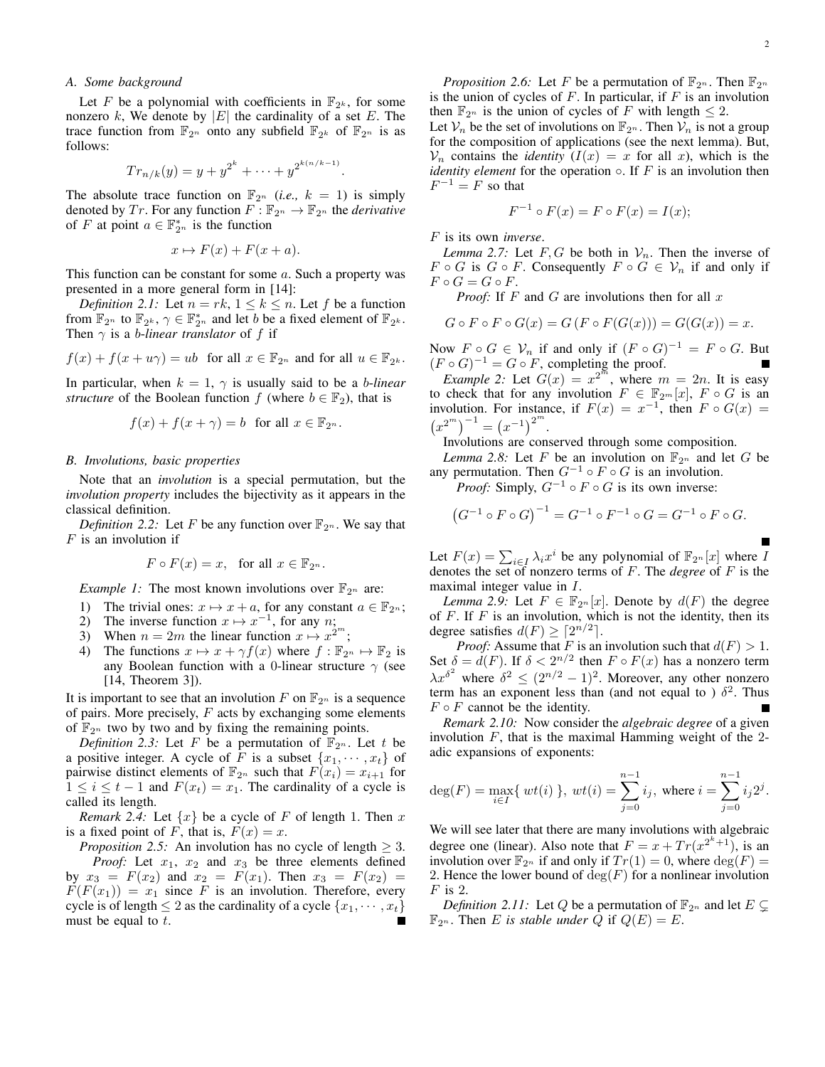### A. Some background

Let $F$ be a polynomial with coefficients in $\mathbb{F}_{2^k}$, for some nonzero $k$, We denote by $|E|$ the cardinality of a set $E$. The trace function from $\mathbb{F}_{2^n}$ onto any subfield $\mathbb{F}_{2^k}$ of $\mathbb{F}_{2^n}$ is as follows:

$$Tr_{n/k}(y) = y + y^{2^k} + \cdots + y^{2^{k(n/k-1)}}.$$

The absolute trace function on $\mathbb{F}_{2^n}$ (*i.e.,* $k = 1$) is simply denoted by $Tr$. For any function $F : \mathbb{F}_{2^n} \to \mathbb{F}_{2^n}$ the *derivative* of $F$ at point $a \in \mathbb{F}_{2^n}^*$ is the function

$$x \mapsto F(x) + F(x + a).$$

This function can be constant for some $a$. Such a property was presented in a more general form in [14]:

*Definition 2.1:* Let $n = rk$, $1 \le k \le n$. Let $f$ be a function from $\mathbb{F}_{2^n}$ to $\mathbb{F}_{2^k}$, $\gamma \in \mathbb{F}_{2^n}^*$ and let $b$ be a fixed element of $\mathbb{F}_{2^k}$. Then $\gamma$ is a *b-linear translator* of $f$ if

$$f(x) + f(x + u\gamma) = ub \ \text{ for all } x \in \mathbb{F}_{2^n} \text{ and for all } u \in \mathbb{F}_{2^k}.$$

In particular, when $k = 1$, $\gamma$ is usually said to be a *b-linear structure* of the Boolean function $f$ (where $b \in \mathbb{F}_2$), that is

$$f(x) + f(x + \gamma) = b \ \text{ for all } x \in \mathbb{F}_{2^n}.$$

### B. Involutions, basic properties

Note that an *involution* is a special permutation, but the *involution property* includes the bijectivity as it appears in the classical definition.

*Definition 2.2:* Let $F$ be any function over $\mathbb{F}_{2^n}$. We say that $F$ is an involution if

$$F \circ F(x) = x, \ \text{ for all } x \in \mathbb{F}_{2^n}.$$

*Example 1:* The most known involutions over $\mathbb{F}_{2^n}$ are:

1) The trivial ones: $x \mapsto x + a$, for any constant $a \in \mathbb{F}_{2^n}$;
2) The inverse function $x \mapsto x^{-1}$, for any $n$;
3) When $n = 2m$ the linear function $x \mapsto x^{2^m}$;
4) The functions $x \mapsto x + \gamma f(x)$ where $f : \mathbb{F}_{2^n} \mapsto \mathbb{F}_2$ is any Boolean function with a 0-linear structure $\gamma$ (see [14, Theorem 3]).

It is important to see that an involution $F$ on $\mathbb{F}_{2^n}$ is a sequence of pairs. More precisely, $F$ acts by exchanging some elements of $\mathbb{F}_{2^n}$ two by two and by fixing the remaining points.

*Definition 2.3:* Let $F$ be a permutation of $\mathbb{F}_{2^n}$. Let $t$ be a positive integer. A cycle of $F$ is a subset $\{x_1, \cdots, x_t\}$ of pairwise distinct elements of $\mathbb{F}_{2^n}$ such that $F(x_i) = x_{i+1}$ for $1 \le i \le t-1$ and $F(x_t) = x_1$. The cardinality of a cycle is called its length.

*Remark 2.4:* Let $\{x\}$ be a cycle of $F$ of length 1. Then $x$ is a fixed point of $F$, that is, $F(x) = x$.

*Proposition 2.5:* An involution has no cycle of length $\ge 3$.

*Proof:* Let $x_1$, $x_2$ and $x_3$ be three elements defined by $x_3 = F(x_2)$ and $x_2 = F(x_1)$. Then $x_3 = F(x_2) = F(F(x_1)) = x_1$ since $F$ is an involution. Therefore, every cycle is of length $\le 2$ as the cardinality of a cycle $\{x_1, \cdots, x_t\}$ must be equal to $t$. ■

*Proposition 2.6:* Let $F$ be a permutation of $\mathbb{F}_{2^n}$. Then $\mathbb{F}_{2^n}$ is the union of cycles of $F$. In particular, if $F$ is an involution then $\mathbb{F}_{2^n}$ is the union of cycles of $F$ with length $\le 2$.

Let $\mathcal{V}_n$ be the set of involutions on $\mathbb{F}_{2^n}$. Then $\mathcal{V}_n$ is not a group for the composition of applications (see the next lemma). But, $\mathcal{V}_n$ contains the *identity* ($I(x) = x$ for all $x$), which is the *identity element* for the operation $\circ$. If $F$ is an involution then $F^{-1} = F$ so that

$$F^{-1} \circ F(x) = F \circ F(x) = I(x);$$

$F$ is its own *inverse*.

*Lemma 2.7:* Let $F, G$ be both in $\mathcal{V}_n$. Then the inverse of $F \circ G$ is $G \circ F$. Consequently $F \circ G \in \mathcal{V}_n$ if and only if $F \circ G = G \circ F$.

*Proof:* If $F$ and $G$ are involutions then for all $x$

$$G \circ F \circ F \circ G(x) = G\left(F \circ F(G(x))\right) = G(G(x)) = x.$$

Now $F \circ G \in \mathcal{V}_n$ if and only if $(F \circ G)^{-1} = F \circ G$. But $(F \circ G)^{-1} = G \circ F$, completing the proof. ■

*Example 2:* Let $G(x) = x^{2^m}$, where $m = 2n$. It is easy to check that for any involution $F \in \mathbb{F}_{2^m}[x]$, $F \circ G$ is an involution. For instance, if $F(x) = x^{-1}$, then $F \circ G(x) = \left(x^{2^m}\right)^{-1} = \left(x^{-1}\right)^{2^m}$.

Involutions are conserved through some composition.

*Lemma 2.8:* Let $F$ be an involution on $\mathbb{F}_{2^n}$ and let $G$ be any permutation. Then $G^{-1} \circ F \circ G$ is an involution.

*Proof:* Simply, $G^{-1} \circ F \circ G$ is its own inverse:

$$\left(G^{-1} \circ F \circ G\right)^{-1} = G^{-1} \circ F^{-1} \circ G = G^{-1} \circ F \circ G.$$

■

Let $F(x) = \sum_{i \in I} \lambda_i x^i$ be any polynomial of $\mathbb{F}_{2^n}[x]$ where $I$ denotes the set of nonzero terms of $F$. The *degree* of $F$ is the maximal integer value in $I$.

*Lemma 2.9:* Let $F \in \mathbb{F}_{2^n}[x]$. Denote by $d(F)$ the degree of $F$. If $F$ is an involution, which is not the identity, then its degree satisfies $d(F) \ge \lceil 2^{n/2} \rceil$.

*Proof:* Assume that $F$ is an involution such that $d(F) > 1$. Set $\delta = d(F)$. If $\delta < 2^{n/2}$ then $F \circ F(x)$ has a nonzero term $\lambda x^{\delta^2}$ where $\delta^2 \le (2^{n/2} - 1)^2$. Moreover, any other nonzero term has an exponent less than (and not equal to ) $\delta^2$. Thus $F \circ F$ cannot be the identity. ■

*Remark 2.10:* Now consider the *algebraic degree* of a given involution $F$, that is the maximal Hamming weight of the 2-adic expansions of exponents:

$$\deg(F) = \max_{i \in I}\{\ wt(i)\ \},\ wt(i) = \sum_{j=0}^{n-1} i_j, \text{ where } i = \sum_{j=0}^{n-1} i_j 2^j.$$

We will see later that there are many involutions with algebraic degree one (linear). Also note that $F = x + Tr(x^{2^k+1})$, is an involution over $\mathbb{F}_{2^n}$ if and only if $Tr(1) = 0$, where $\deg(F) = 2$. Hence the lower bound of $\deg(F)$ for a nonlinear involution $F$ is 2.

*Definition 2.11:* Let $Q$ be a permutation of $\mathbb{F}_{2^n}$ and let $E \subsetneq \mathbb{F}_{2^n}$. Then $E$ *is stable under* $Q$ if $Q(E) = E$.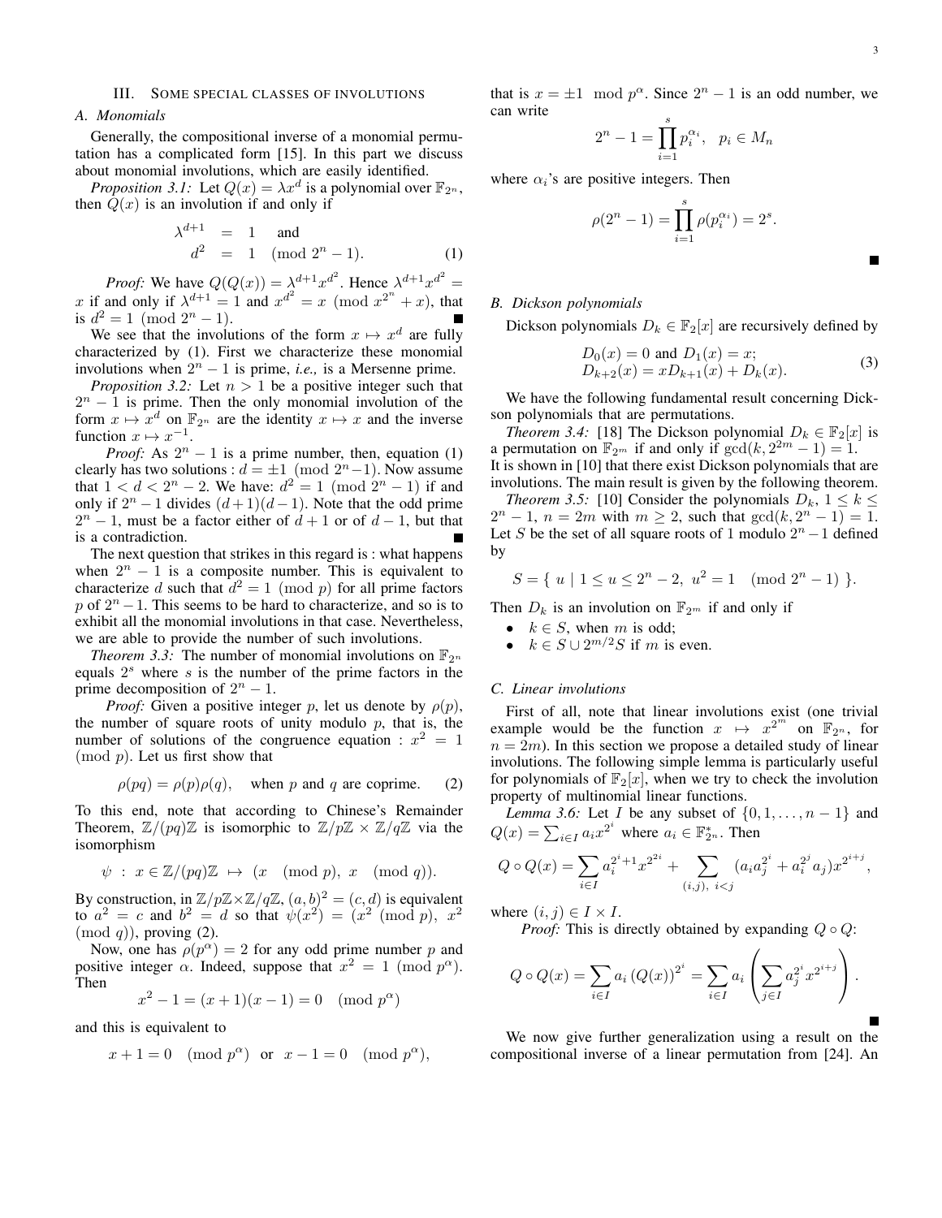## III. Some special classes of involutions

### A. Monomials

Generally, the compositional inverse of a monomial permutation has a complicated form [15]. In this part we discuss about monomial involutions, which are easily identified.

*Proposition 3.1:* Let $Q(x) = \lambda x^d$ is a polynomial over $\mathbb{F}_{2^n}$, then $Q(x)$ is an involution if and only if

$$\begin{aligned} \lambda^{d+1} &= 1 \quad \text{and} \\ d^2 &= 1 \pmod{2^n - 1}. \end{aligned} \tag{1}$$

*Proof:* We have $Q(Q(x)) = \lambda^{d+1} x^{d^2}$. Hence $\lambda^{d+1} x^{d^2} = x$ if and only if $\lambda^{d+1} = 1$ and $x^{d^2} = x \pmod{x^{2^n} + x}$, that is $d^2 = 1 \pmod{2^n - 1}$. ∎

We see that the involutions of the form $x \mapsto x^d$ are fully characterized by (1). First we characterize these monomial involutions when $2^n - 1$ is prime, *i.e.,* is a Mersenne prime.

*Proposition 3.2:* Let $n > 1$ be a positive integer such that $2^n - 1$ is prime. Then the only monomial involution of the form $x \mapsto x^d$ on $\mathbb{F}_{2^n}$ are the identity $x \mapsto x$ and the inverse function $x \mapsto x^{-1}$.

*Proof:* As $2^n - 1$ is a prime number, then, equation (1) clearly has two solutions : $d = \pm 1 \pmod{2^n - 1}$. Now assume that $1 < d < 2^n - 2$. We have: $d^2 = 1 \pmod{2^n - 1}$ if and only if $2^n - 1$ divides $(d+1)(d-1)$. Note that the odd prime $2^n - 1$, must be a factor either of $d + 1$ or of $d - 1$, but that is a contradiction. ∎

The next question that strikes in this regard is : what happens when $2^n - 1$ is a composite number. This is equivalent to characterize $d$ such that $d^2 = 1 \pmod{p}$ for all prime factors $p$ of $2^n - 1$. This seems to be hard to characterize, and so is to exhibit all the monomial involutions in that case. Nevertheless, we are able to provide the number of such involutions.

*Theorem 3.3:* The number of monomial involutions on $\mathbb{F}_{2^n}$ equals $2^s$ where $s$ is the number of the prime factors in the prime decomposition of $2^n - 1$.

*Proof:* Given a positive integer $p$, let us denote by $\rho(p)$, the number of square roots of unity modulo $p$, that is, the number of solutions of the congruence equation : $x^2 = 1 \pmod{p}$. Let us first show that

$$\rho(pq) = \rho(p)\rho(q), \quad \text{when } p \text{ and } q \text{ are coprime.} \tag{2}$$

To this end, note that according to Chinese's Remainder Theorem, $\mathbb{Z}/(pq)\mathbb{Z}$ is isomorphic to $\mathbb{Z}/p\mathbb{Z} \times \mathbb{Z}/q\mathbb{Z}$ via the isomorphism

$$\psi \;:\; x \in \mathbb{Z}/(pq)\mathbb{Z} \;\mapsto\; (x \pmod{p},\; x \pmod{q}).$$

By construction, in $\mathbb{Z}/p\mathbb{Z} \times \mathbb{Z}/q\mathbb{Z}$, $(a, b)^2 = (c, d)$ is equivalent to $a^2 = c$ and $b^2 = d$ so that $\psi(x^2) = (x^2 \pmod{p},\; x^2 \pmod{q})$), proving (2).

Now, one has $\rho(p^\alpha) = 2$ for any odd prime number $p$ and positive integer $\alpha$. Indeed, suppose that $x^2 = 1 \pmod{p^\alpha}$. Then

$$x^2 - 1 = (x + 1)(x - 1) = 0 \pmod{p^\alpha}$$

and this is equivalent to

$$x + 1 = 0 \pmod{p^\alpha} \;\text{ or }\; x - 1 = 0 \pmod{p^\alpha},$$

that is $x = \pm 1 \mod p^\alpha$. Since $2^n - 1$ is an odd number, we can write

$$2^n - 1 = \prod_{i=1}^{s} p_i^{\alpha_i}, \quad p_i \in M_n$$

where $\alpha_i$'s are positive integers. Then

$$\rho(2^n - 1) = \prod_{i=1}^{s} \rho(p_i^{\alpha_i}) = 2^s.$$

∎

### B. Dickson polynomials

Dickson polynomials $D_k \in \mathbb{F}_2[x]$ are recursively defined by

$$\begin{aligned} &D_0(x) = 0 \text{ and } D_1(x) = x; \\ &D_{k+2}(x) = xD_{k+1}(x) + D_k(x). \end{aligned} \tag{3}$$

We have the following fundamental result concerning Dickson polynomials that are permutations.

*Theorem 3.4:* [18] The Dickson polynomial $D_k \in \mathbb{F}_2[x]$ is a permutation on $\mathbb{F}_{2^m}$ if and only if $\gcd(k, 2^{2m} - 1) = 1$.

It is shown in [10] that there exist Dickson polynomials that are involutions. The main result is given by the following theorem.

*Theorem 3.5:* [10] Consider the polynomials $D_k$, $1 \le k \le 2^n - 1$, $n = 2m$ with $m \ge 2$, such that $\gcd(k, 2^n - 1) = 1$. Let $S$ be the set of all square roots of 1 modulo $2^n - 1$ defined by

$$S = \{\; u \mid 1 \le u \le 2^n - 2,\; u^2 = 1 \pmod{2^n - 1} \;\}.$$

Then $D_k$ is an involution on $\mathbb{F}_{2^m}$ if and only if

- $k \in S$, when $m$ is odd;
- $k \in S \cup 2^{m/2} S$ if $m$ is even.

### C. Linear involutions

First of all, note that linear involutions exist (one trivial example would be the function $x \mapsto x^{2^m}$ on $\mathbb{F}_{2^n}$, for $n = 2m$). In this section we propose a detailed study of linear involutions. The following simple lemma is particularly useful for polynomials of $\mathbb{F}_2[x]$, when we try to check the involution property of multinomial linear functions.

*Lemma 3.6:* Let $I$ be any subset of $\{0, 1, \ldots, n-1\}$ and $Q(x) = \sum_{i \in I} a_i x^{2^i}$ where $a_i \in \mathbb{F}_{2^n}^*$. Then

$$Q \circ Q(x) = \sum_{i \in I} a_i^{2^i + 1} x^{2^{2i}} + \sum_{(i,j),\; i<j} (a_i a_j^{2^i} + a_i^{2^j} a_j) x^{2^{i+j}},$$

where $(i, j) \in I \times I$.

*Proof:* This is directly obtained by expanding $Q \circ Q$:

$$Q \circ Q(x) = \sum_{i \in I} a_i \left(Q(x)\right)^{2^i} = \sum_{i \in I} a_i \left( \sum_{j \in I} a_j^{2^i} x^{2^{i+j}} \right).$$

∎

We now give further generalization using a result on the compositional inverse of a linear permutation from [24]. An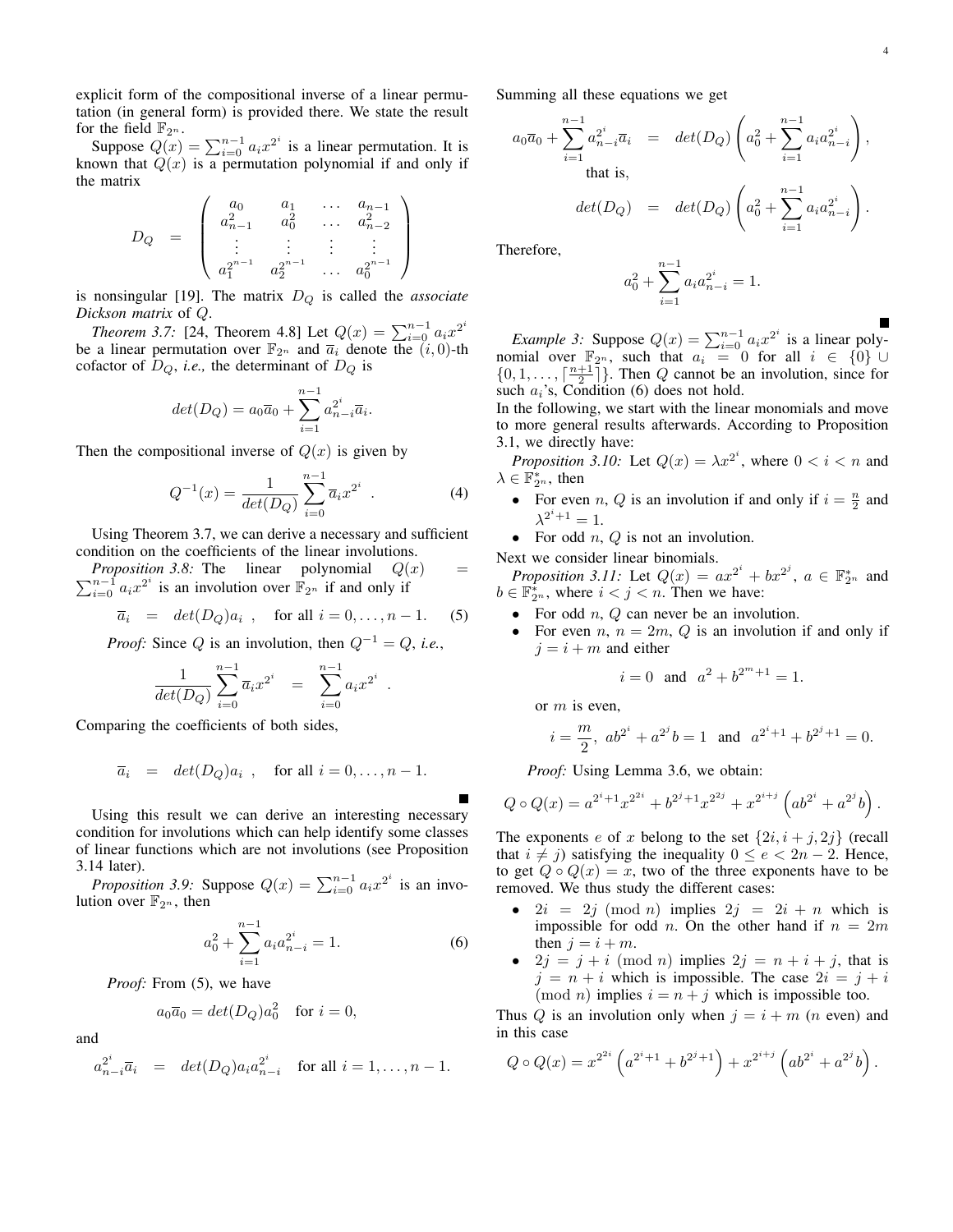explicit form of the compositional inverse of a linear permutation (in general form) is provided there. We state the result for the field $\mathbb{F}_{2^n}$.

Suppose $Q(x) = \sum_{i=0}^{n-1} a_i x^{2^i}$ is a linear permutation. It is known that $Q(x)$ is a permutation polynomial if and only if the matrix

$$D_Q = \begin{pmatrix} a_0 & a_1 & \dots & a_{n-1} \\ a_{n-1}^2 & a_0^2 & \dots & a_{n-2}^2 \\ \vdots & \vdots & \vdots & \vdots \\ a_1^{2^{n-1}} & a_2^{2^{n-1}} & \dots & a_0^{2^{n-1}} \end{pmatrix}$$

is nonsingular [19]. The matrix $D_Q$ is called the *associate Dickson matrix* of $Q$.

*Theorem 3.7:* [24, Theorem 4.8] Let $Q(x) = \sum_{i=0}^{n-1} a_i x^{2^i}$ be a linear permutation over $\mathbb{F}_{2^n}$ and $\overline{a}_i$ denote the $(i,0)$-th cofactor of $D_Q$, *i.e.,* the determinant of $D_Q$ is

$$det(D_Q) = a_0\overline{a}_0 + \sum_{i=1}^{n-1} a_{n-i}^{2^i}\overline{a}_i.$$

Then the compositional inverse of $Q(x)$ is given by

$$Q^{-1}(x) = \frac{1}{det(D_Q)} \sum_{i=0}^{n-1} \overline{a}_i x^{2^i} \ . \tag{4}$$

Using Theorem 3.7, we can derive a necessary and sufficient condition on the coefficients of the linear involutions.

*Proposition 3.8:* The linear polynomial $Q(x) = \sum_{i=0}^{n-1} a_i x^{2^i}$ is an involution over $\mathbb{F}_{2^n}$ if and only if

$$\overline{a}_i = det(D_Q) a_i \ , \quad \text{for all } i = 0, \dots, n-1. \tag{5}$$

*Proof:* Since $Q$ is an involution, then $Q^{-1} = Q$, *i.e.*,

$$\frac{1}{det(D_Q)} \sum_{i=0}^{n-1} \overline{a}_i x^{2^i} = \sum_{i=0}^{n-1} a_i x^{2^i} \ .$$

Comparing the coefficients of both sides,

$$\overline{a}_i = det(D_Q) a_i \ , \quad \text{for all } i = 0, \dots, n-1.$$

■

Using this result we can derive an interesting necessary condition for involutions which can help identify some classes of linear functions which are not involutions (see Proposition 3.14 later).

*Proposition 3.9:* Suppose $Q(x) = \sum_{i=0}^{n-1} a_i x^{2^i}$ is an involution over $\mathbb{F}_{2^n}$, then

$$a_0^2 + \sum_{i=1}^{n-1} a_i a_{n-i}^{2^i} = 1. \tag{6}$$

*Proof:* From (5), we have

$$a_0\overline{a}_0 = det(D_Q) a_0^2 \quad \text{for } i = 0,$$

and

$$a_{n-i}^{2^i}\overline{a}_i = det(D_Q) a_i a_{n-i}^{2^i} \quad \text{for all } i = 1, \dots, n-1.$$

Summing all these equations we get

$$a_0\overline{a}_0 + \sum_{i=1}^{n-1} a_{n-i}^{2^i}\overline{a}_i = det(D_Q)\left(a_0^2 + \sum_{i=1}^{n-1} a_i a_{n-i}^{2^i}\right),$$

that is,

$$det(D_Q) = det(D_Q)\left(a_0^2 + \sum_{i=1}^{n-1} a_i a_{n-i}^{2^i}\right).$$

Therefore,

$$a_0^2 + \sum_{i=1}^{n-1} a_i a_{n-i}^{2^i} = 1.$$

■

*Example 3:* Suppose $Q(x) = \sum_{i=0}^{n-1} a_i x^{2^i}$ is a linear polynomial over $\mathbb{F}_{2^n}$, such that $a_i = 0$ for all $i \in \{0\} \cup \{0, 1, \dots, \lceil \frac{n+1}{2} \rceil\}$. Then $Q$ cannot be an involution, since for such $a_i$'s, Condition (6) does not hold.

In the following, we start with the linear monomials and move to more general results afterwards. According to Proposition 3.1, we directly have:

*Proposition 3.10:* Let $Q(x) = \lambda x^{2^i}$, where $0 < i < n$ and $\lambda \in \mathbb{F}_{2^n}^*$, then

- For even $n$, $Q$ is an involution if and only if $i = \frac{n}{2}$ and $\lambda^{2^i+1} = 1$.
- For odd $n$, $Q$ is not an involution.

Next we consider linear binomials.

*Proposition 3.11:* Let $Q(x) = ax^{2^i} + bx^{2^j}$, $a \in \mathbb{F}_{2^n}^*$ and $b \in \mathbb{F}_{2^n}^*$, where $i < j < n$. Then we have:

- For odd $n$, $Q$ can never be an involution.
- For even $n$, $n = 2m$, $Q$ is an involution if and only if $j = i + m$ and either

$$i = 0 \ \text{ and } \ a^2 + b^{2^m+1} = 1.$$

or $m$ is even,

$$i = \frac{m}{2}, \ ab^{2^i} + a^{2^j}b = 1 \ \text{ and } \ a^{2^i+1} + b^{2^j+1} = 0.$$

*Proof:* Using Lemma 3.6, we obtain:

$$Q \circ Q(x) = a^{2^i+1}x^{2^{2i}} + b^{2^j+1}x^{2^{2j}} + x^{2^{i+j}}\left(ab^{2^i} + a^{2^j}b\right).$$

The exponents $e$ of $x$ belong to the set $\{2i, i+j, 2j\}$ (recall that $i \neq j$) satisfying the inequality $0 \leq e < 2n-2$. Hence, to get $Q \circ Q(x) = x$, two of the three exponents have to be removed. We thus study the different cases:

- $2i = 2j \pmod n$ implies $2j = 2i + n$ which is impossible for odd $n$. On the other hand if $n = 2m$ then $j = i + m$.
- $2j = j + i \pmod n$ implies $2j = n + i + j$, that is $j = n + i$ which is impossible. The case $2i = j + i \pmod n$ implies $i = n + j$ which is impossible too.

Thus $Q$ is an involution only when $j = i + m$ ($n$ even) and in this case

$$Q \circ Q(x) = x^{2^{2i}}\left(a^{2^i+1} + b^{2^j+1}\right) + x^{2^{i+j}}\left(ab^{2^i} + a^{2^j}b\right).$$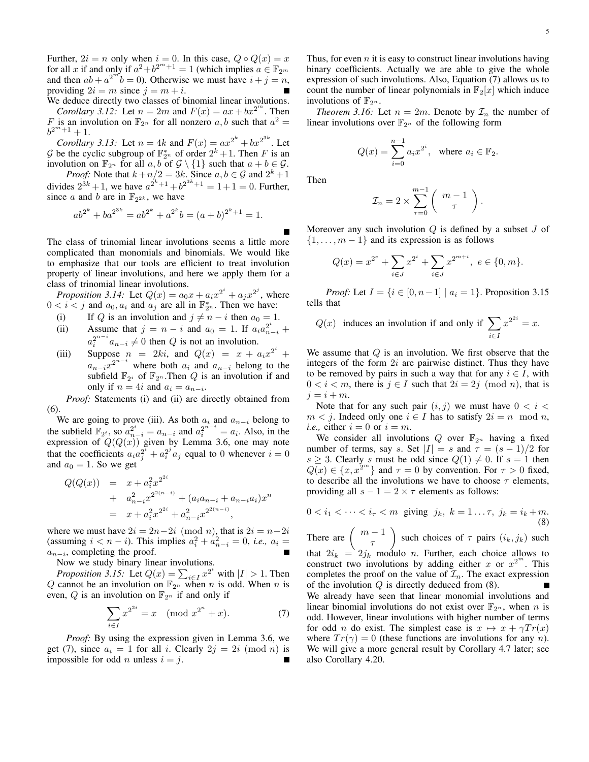Further, $2i = n$ only when $i = 0$. In this case, $Q \circ Q(x) = x$ for all $x$ if and only if $a^2 + b^{2^m+1} = 1$ (which implies $a \in \mathbb{F}_{2^m}$ and then $ab + a^{2^m} b = 0$). Otherwise we must have $i + j = n$, providing $2i = m$ since $j = m + i$. ∎

We deduce directly two classes of binomial linear involutions.

*Corollary 3.12:* Let $n = 2m$ and $F(x) = ax + bx^{2^m}$. Then $F$ is an involution on $\mathbb{F}_{2^n}$ for all nonzero $a, b$ such that $a^2 = b^{2^m+1} + 1$.

*Corollary 3.13:* Let $n = 4k$ and $F(x) = ax^{2^k} + bx^{2^{3k}}$. Let $\mathcal{G}$ be the cyclic subgroup of $\mathbb{F}_{2^n}^*$ of order $2^k + 1$. Then $F$ is an involution on $\mathbb{F}_{2^n}$ for all $a, b$ of $\mathcal{G} \setminus \{1\}$ such that $a + b \in \mathcal{G}$.

*Proof:* Note that $k + n/2 = 3k$. Since $a, b \in \mathcal{G}$ and $2^k + 1$ divides $2^{3k} + 1$, we have $a^{2^k+1} + b^{2^{3k}+1} = 1 + 1 = 0$. Further, since $a$ and $b$ are in $\mathbb{F}_{2^{2k}}$, we have

$$ab^{2^k} + ba^{2^{3k}} = ab^{2^k} + a^{2^k} b = (a+b)^{2^k+1} = 1.$$

∎

The class of trinomial linear involutions seems a little more complicated than monomials and binomials. We would like to emphasize that our tools are efficient to treat involution property of linear involutions, and here we apply them for a class of trinomial linear involutions.

*Proposition 3.14:* Let $Q(x) = a_0 x + a_i x^{2^i} + a_j x^{2^j}$, where $0 < i < j$ and $a_0, a_i$ and $a_j$ are all in $\mathbb{F}_{2^n}^*$. Then we have:

(i) If $Q$ is an involution and $j \neq n - i$ then $a_0 = 1$.

(ii) Assume that $j = n - i$ and $a_0 = 1$. If $a_i a_{n-i}^{2^i} + a_i^{2^{n-i}} a_{n-i} \neq 0$ then $Q$ is not an involution.

(iii) Suppose $n = 2ki$, and $Q(x) = x + a_i x^{2^i} + a_{n-i} x^{2^{n-i}}$ where both $a_i$ and $a_{n-i}$ belong to the subfield $\mathbb{F}_{2^i}$ of $\mathbb{F}_{2^n}$. Then $Q$ is an involution if and only if $n = 4i$ and $a_i = a_{n-i}$.

*Proof:* Statements (i) and (ii) are directly obtained from (6).

We are going to prove (iii). As both $a_i$ and $a_{n-i}$ belong to the subfield $\mathbb{F}_{2^i}$, so $a_{n-i}^{2^i} = a_{n-i}$ and $a_i^{2^{n-i}} = a_i$. Also, in the expression of $Q(Q(x))$ given by Lemma 3.6, one may note that the coefficients $a_i a_j^{2^i} + a_i^{2^j} a_j$ equal to 0 whenever $i = 0$ and $a_0 = 1$. So we get

$$\begin{aligned} Q(Q(x)) &= x + a_i^2 x^{2^{2i}} \\ &+ a_{n-i}^2 x^{2^{2(n-i)}} + (a_i a_{n-i} + a_{n-i} a_i) x^n \\ &= x + a_i^2 x^{2^{2i}} + a_{n-i}^2 x^{2^{2(n-i)}}, \end{aligned}$$

where we must have $2i = 2n - 2i \pmod{n}$, that is $2i = n - 2i$ (assuming $i < n - i$). This implies $a_i^2 + a_{n-i}^2 = 0$, *i.e.,* $a_i = a_{n-i}$, completing the proof. ∎

Now we study binary linear involutions.

*Proposition 3.15:* Let $Q(x) = \sum_{i \in I} x^{2^i}$ with $|I| > 1$. Then $Q$ cannot be an involution on $\mathbb{F}_{2^n}$ when $n$ is odd. When $n$ is even, $Q$ is an involution on $\mathbb{F}_{2^n}$ if and only if

$$\sum_{i \in I} x^{2^{2i}} = x \pmod{x^{2^n} + x}. \tag{7}$$

*Proof:* By using the expression given in Lemma 3.6, we get (7), since $a_i = 1$ for all $i$. Clearly $2j = 2i \pmod{n}$ is impossible for odd $n$ unless $i = j$. ∎

Thus, for even $n$ it is easy to construct linear involutions having binary coefficients. Actually we are able to give the whole expression of such involutions. Also, Equation (7) allows us to count the number of linear polynomials in $\mathbb{F}_2[x]$ which induce involutions of $\mathbb{F}_{2^n}$.

*Theorem 3.16:* Let $n = 2m$. Denote by $\mathcal{I}_n$ the number of linear involutions over $\mathbb{F}_{2^n}$ of the following form

$$Q(x) = \sum_{i=0}^{n-1} a_i x^{2^i}, \quad \text{where } a_i \in \mathbb{F}_2.$$

Then

$$\mathcal{I}_n = 2 \times \sum_{\tau=0}^{m-1} \binom{m-1}{\tau}.$$

Moreover any such involution $Q$ is defined by a subset $J$ of $\{1, \ldots, m-1\}$ and its expression is as follows

$$Q(x) = x^{2^e} + \sum_{i \in J} x^{2^i} + \sum_{i \in J} x^{2^{m+i}}, \ e \in \{0, m\}.$$

*Proof:* Let $I = \{i \in [0, n-1] \mid a_i = 1\}$. Proposition 3.15 tells that

$$Q(x) \ \text{ induces an involution if and only if } \sum_{i \in I} x^{2^{2i}} = x.$$

We assume that $Q$ is an involution. We first observe that the integers of the form $2i$ are pairwise distinct. Thus they have to be removed by pairs in such a way that for any $i \in I$, with $0 < i < m$, there is $j \in I$ such that $2i = 2j \pmod{n}$, that is $j = i + m$.

Note that for any such pair $(i, j)$ we must have $0 < i < m < j$. Indeed only one $i \in I$ has to satisfy $2i = n \mod n$, *i.e.,* either $i = 0$ or $i = m$.

We consider all involutions $Q$ over $\mathbb{F}_{2^n}$ having a fixed number of terms, say $s$. Set $|I| = s$ and $\tau = (s-1)/2$ for $s \geq 3$. Clearly $s$ must be odd since $Q(1) \neq 0$. If $s = 1$ then $Q(x) \in \{x, x^{2^m}\}$ and $\tau = 0$ by convention. For $\tau > 0$ fixed, to describe all the involutions we have to choose $\tau$ elements, providing all $s - 1 = 2 \times \tau$ elements as follows:

$$0 < i_1 < \cdots < i_\tau < m \ \text{ giving } \ j_k, \ k = 1 \ldots \tau, \ j_k = i_k + m. \tag{8}$$

There are $\binom{m-1}{\tau}$ such choices of $\tau$ pairs $(i_k, j_k)$ such that $2i_k = 2j_k$ modulo $n$. Further, each choice allows to construct two involutions by adding either $x$ or $x^{2^m}$. This completes the proof on the value of $\mathcal{I}_n$. The exact expression of the involution $Q$ is directly deduced from (8). ∎

We already have seen that linear monomial involutions and linear binomial involutions do not exist over $\mathbb{F}_{2^n}$, when $n$ is odd. However, linear involutions with higher number of terms for odd $n$ do exist. The simplest case is $x \mapsto x + \gamma Tr(x)$ where $Tr(\gamma) = 0$ (these functions are involutions for any $n$). We will give a more general result by Corollary 4.7 later; see also Corollary 4.20.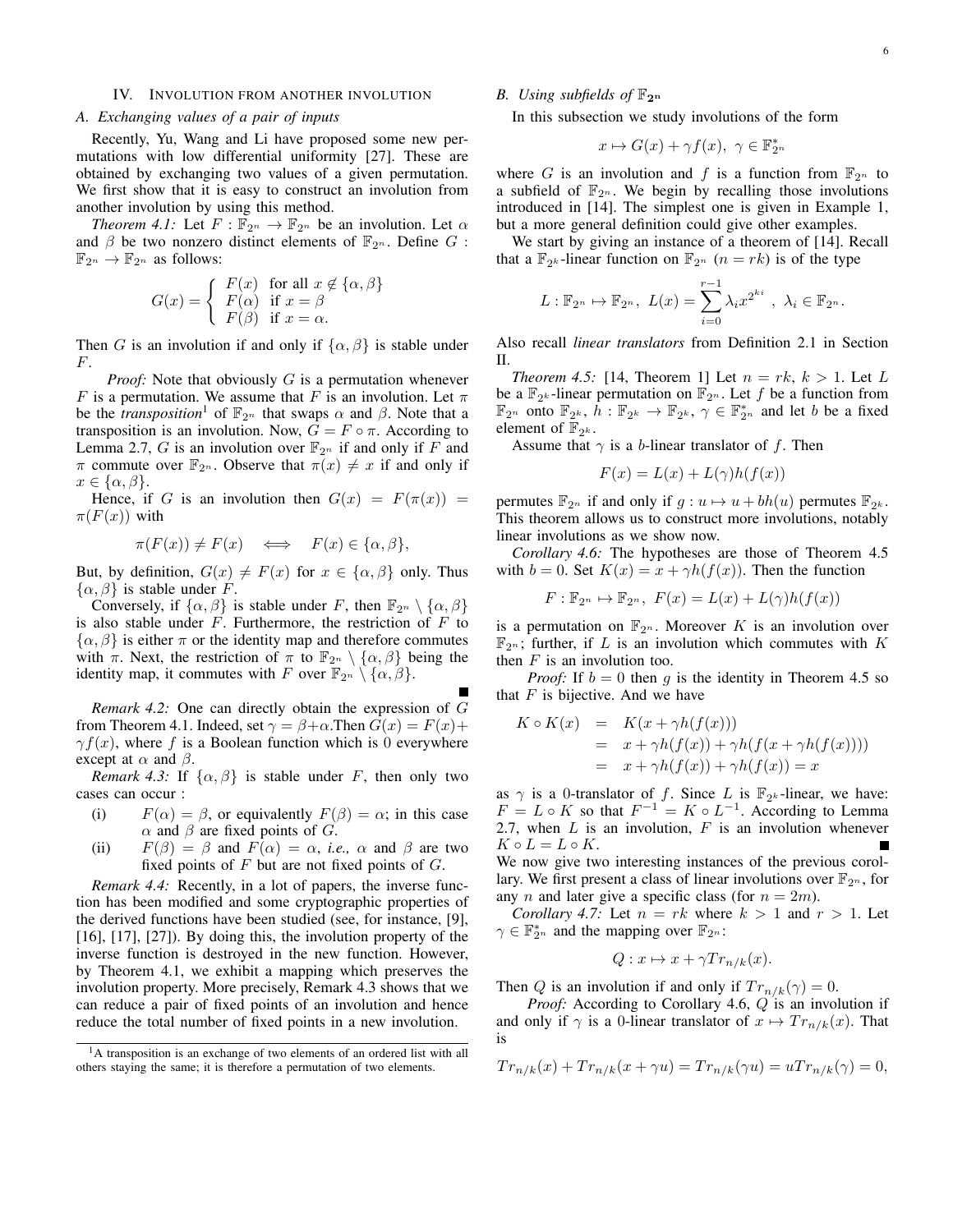## IV. Involution from another involution

### A. Exchanging values of a pair of inputs

Recently, Yu, Wang and Li have proposed some new permutations with low differential uniformity [27]. These are obtained by exchanging two values of a given permutation. We first show that it is easy to construct an involution from another involution by using this method.

*Theorem 4.1:* Let $F : \mathbb{F}_{2^n} \to \mathbb{F}_{2^n}$ be an involution. Let $\alpha$ and $\beta$ be two nonzero distinct elements of $\mathbb{F}_{2^n}$. Define $G : \mathbb{F}_{2^n} \to \mathbb{F}_{2^n}$ as follows:

$$G(x) = \begin{cases} F(x) & \text{for all } x \notin \{\alpha, \beta\} \\ F(\alpha) & \text{if } x = \beta \\ F(\beta) & \text{if } x = \alpha. \end{cases}$$

Then $G$ is an involution if and only if $\{\alpha, \beta\}$ is stable under $F$.

*Proof:* Note that obviously $G$ is a permutation whenever $F$ is a permutation. We assume that $F$ is an involution. Let $\pi$ be the *transposition*[1] of $\mathbb{F}_{2^n}$ that swaps $\alpha$ and $\beta$. Note that a transposition is an involution. Now, $G = F \circ \pi$. According to Lemma 2.7, $G$ is an involution over $\mathbb{F}_{2^n}$ if and only if $F$ and $\pi$ commute over $\mathbb{F}_{2^n}$. Observe that $\pi(x) \neq x$ if and only if $x \in \{\alpha, \beta\}$.

Hence, if $G$ is an involution then $G(x) = F(\pi(x)) = \pi(F(x))$ with

$$\pi(F(x)) \neq F(x) \quad \Longleftrightarrow \quad F(x) \in \{\alpha, \beta\},$$

But, by definition, $G(x) \neq F(x)$ for $x \in \{\alpha, \beta\}$ only. Thus $\{\alpha, \beta\}$ is stable under $F$.

Conversely, if $\{\alpha, \beta\}$ is stable under $F$, then $\mathbb{F}_{2^n} \setminus \{\alpha, \beta\}$ is also stable under $F$. Furthermore, the restriction of $F$ to $\{\alpha, \beta\}$ is either $\pi$ or the identity map and therefore commutes with $\pi$. Next, the restriction of $\pi$ to $\mathbb{F}_{2^n} \setminus \{\alpha, \beta\}$ being the identity map, it commutes with $F$ over $\mathbb{F}_{2^n} \setminus \{\alpha, \beta\}$. ∎

*Remark 4.2:* One can directly obtain the expression of $G$ from Theorem 4.1. Indeed, set $\gamma = \beta + \alpha$. Then $G(x) = F(x) + \gamma f(x)$, where $f$ is a Boolean function which is 0 everywhere except at $\alpha$ and $\beta$.

*Remark 4.3:* If $\{\alpha, \beta\}$ is stable under $F$, then only two cases can occur :

(i) $F(\alpha) = \beta$, or equivalently $F(\beta) = \alpha$; in this case $\alpha$ and $\beta$ are fixed points of $G$.

(ii) $F(\beta) = \beta$ and $F(\alpha) = \alpha$, *i.e.,* $\alpha$ and $\beta$ are two fixed points of $F$ but are not fixed points of $G$.

*Remark 4.4:* Recently, in a lot of papers, the inverse function has been modified and some cryptographic properties of the derived functions have been studied (see, for instance, [9], [16], [17], [27]). By doing this, the involution property of the inverse function is destroyed in the new function. However, by Theorem 4.1, we exhibit a mapping which preserves the involution property. More precisely, Remark 4.3 shows that we can reduce a pair of fixed points of an involution and hence reduce the total number of fixed points in a new involution.

[1] A transposition is an exchange of two elements of an ordered list with all others staying the same; it is therefore a permutation of two elements.

### B. Using subfields of $\mathbb{F}_{2^n}$

In this subsection we study involutions of the form

$$x \mapsto G(x) + \gamma f(x), \ \gamma \in \mathbb{F}_{2^n}^*$$

where $G$ is an involution and $f$ is a function from $\mathbb{F}_{2^n}$ to a subfield of $\mathbb{F}_{2^n}$. We begin by recalling those involutions introduced in [14]. The simplest one is given in Example 1, but a more general definition could give other examples.

We start by giving an instance of a theorem of [14]. Recall that a $\mathbb{F}_{2^k}$-linear function on $\mathbb{F}_{2^n}$ ($n = rk$) is of the type

$$L : \mathbb{F}_{2^n} \mapsto \mathbb{F}_{2^n}, \ L(x) = \sum_{i=0}^{r-1} \lambda_i x^{2^{ki}} \ , \ \lambda_i \in \mathbb{F}_{2^n}.$$

Also recall *linear translators* from Definition 2.1 in Section II.

*Theorem 4.5:* [14, Theorem 1] Let $n = rk$, $k > 1$. Let $L$ be a $\mathbb{F}_{2^k}$-linear permutation on $\mathbb{F}_{2^n}$. Let $f$ be a function from $\mathbb{F}_{2^n}$ onto $\mathbb{F}_{2^k}$, $h : \mathbb{F}_{2^k} \to \mathbb{F}_{2^k}$, $\gamma \in \mathbb{F}_{2^n}^*$ and let $b$ be a fixed element of $\mathbb{F}_{2^k}$.

Assume that $\gamma$ is a $b$-linear translator of $f$. Then

$$F(x) = L(x) + L(\gamma) h(f(x))$$

permutes $\mathbb{F}_{2^n}$ if and only if $g : u \mapsto u + bh(u)$ permutes $\mathbb{F}_{2^k}$. This theorem allows us to construct more involutions, notably linear involutions as we show now.

*Corollary 4.6:* The hypotheses are those of Theorem 4.5 with $b = 0$. Set $K(x) = x + \gamma h(f(x))$. Then the function

$$F : \mathbb{F}_{2^n} \mapsto \mathbb{F}_{2^n}, \ F(x) = L(x) + L(\gamma) h(f(x))$$

is a permutation on $\mathbb{F}_{2^n}$. Moreover $K$ is an involution over $\mathbb{F}_{2^n}$; further, if $L$ is an involution which commutes with $K$ then $F$ is an involution too.

*Proof:* If $b = 0$ then $g$ is the identity in Theorem 4.5 so that $F$ is bijective. And we have

$$\begin{aligned} K \circ K(x) &= K(x + \gamma h(f(x))) \\ &= x + \gamma h(f(x)) + \gamma h(f(x + \gamma h(f(x)))) \\ &= x + \gamma h(f(x)) + \gamma h(f(x)) = x \end{aligned}$$

as $\gamma$ is a 0-translator of $f$. Since $L$ is $\mathbb{F}_{2^k}$-linear, we have: $F = L \circ K$ so that $F^{-1} = K \circ L^{-1}$. According to Lemma 2.7, when $L$ is an involution, $F$ is an involution whenever $K \circ L = L \circ K$. ∎

We now give two interesting instances of the previous corollary. We first present a class of linear involutions over $\mathbb{F}_{2^n}$, for any $n$ and later give a specific class (for $n = 2m$).

*Corollary 4.7:* Let $n = rk$ where $k > 1$ and $r > 1$. Let $\gamma \in \mathbb{F}_{2^n}^*$ and the mapping over $\mathbb{F}_{2^n}$:

$$Q : x \mapsto x + \gamma Tr_{n/k}(x).$$

Then $Q$ is an involution if and only if $Tr_{n/k}(\gamma) = 0$.

*Proof:* According to Corollary 4.6, $Q$ is an involution if and only if $\gamma$ is a 0-linear translator of $x \mapsto Tr_{n/k}(x)$. That is

$$Tr_{n/k}(x) + Tr_{n/k}(x + \gamma u) = Tr_{n/k}(\gamma u) = u Tr_{n/k}(\gamma) = 0,$$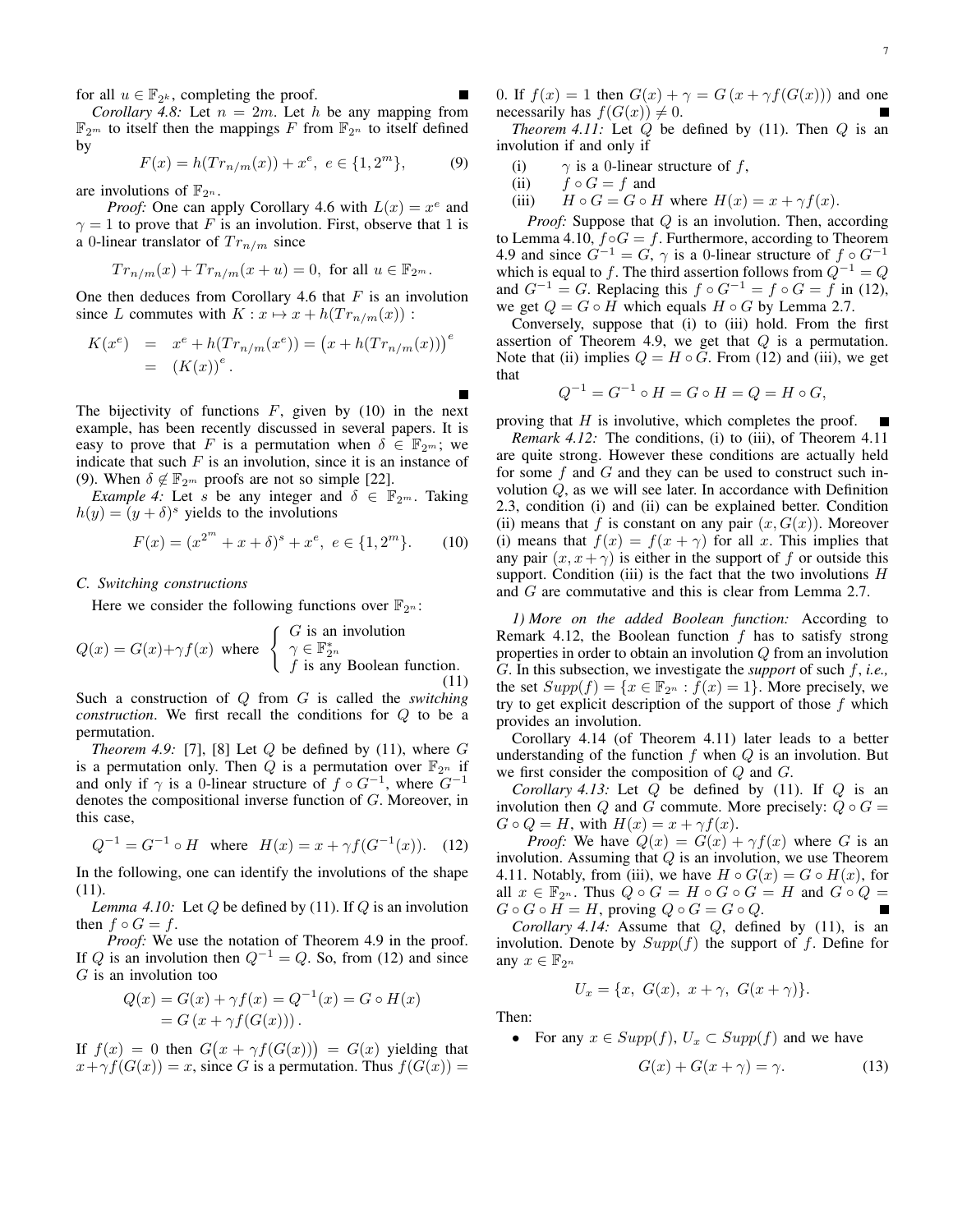for all $u \in \mathbb{F}_{2^k}$, completing the proof. ■

*Corollary 4.8:* Let $n = 2m$. Let $h$ be any mapping from $\mathbb{F}_{2^m}$ to itself then the mappings $F$ from $\mathbb{F}_{2^n}$ to itself defined by

$$F(x) = h(Tr_{n/m}(x)) + x^e, \ e \in \{1, 2^m\}, \tag{9}$$

are involutions of $\mathbb{F}_{2^n}$.

*Proof:* One can apply Corollary 4.6 with $L(x) = x^e$ and $\gamma = 1$ to prove that $F$ is an involution. First, observe that 1 is a 0-linear translator of $Tr_{n/m}$ since

$$Tr_{n/m}(x) + Tr_{n/m}(x + u) = 0, \ \text{for all } u \in \mathbb{F}_{2^m}.$$

One then deduces from Corollary 4.6 that $F$ is an involution since $L$ commutes with $K : x \mapsto x + h(Tr_{n/m}(x))$ :

$$\begin{aligned} K(x^e) &= x^e + h(Tr_{n/m}(x^e)) = \big(x + h(Tr_{n/m}(x))\big)^e \\ &= (K(x))^e. \end{aligned}$$

■

The bijectivity of functions $F$, given by (10) in the next example, has been recently discussed in several papers. It is easy to prove that $F$ is a permutation when $\delta \in \mathbb{F}_{2^m}$; we indicate that such $F$ is an involution, since it is an instance of (9). When $\delta \notin \mathbb{F}_{2^m}$ proofs are not so simple [22].

*Example 4:* Let $s$ be any integer and $\delta \in \mathbb{F}_{2^m}$. Taking $h(y) = (y + \delta)^s$ yields to the involutions

$$F(x) = (x^{2^m} + x + \delta)^s + x^e, \ e \in \{1, 2^m\}. \tag{10}$$

### C. Switching constructions

Here we consider the following functions over $\mathbb{F}_{2^n}$:

$$Q(x) = G(x) + \gamma f(x) \ \text{ where } \left\{ \begin{array}{l} G \text{ is an involution} \\ \gamma \in \mathbb{F}_{2^n}^* \\ f \text{ is any Boolean function.} \end{array} \right. \tag{11}$$

Such a construction of $Q$ from $G$ is called the *switching construction*. We first recall the conditions for $Q$ to be a permutation.

*Theorem 4.9:* [7], [8] Let $Q$ be defined by (11), where $G$ is a permutation only. Then $Q$ is a permutation over $\mathbb{F}_{2^n}$ if and only if $\gamma$ is a 0-linear structure of $f \circ G^{-1}$, where $G^{-1}$ denotes the compositional inverse function of $G$. Moreover, in this case,

$$Q^{-1} = G^{-1} \circ H \ \text{ where } \ H(x) = x + \gamma f(G^{-1}(x)). \tag{12}$$

In the following, one can identify the involutions of the shape (11).

*Lemma 4.10:* Let $Q$ be defined by (11). If $Q$ is an involution then $f \circ G = f$.

*Proof:* We use the notation of Theorem 4.9 in the proof. If $Q$ is an involution then $Q^{-1} = Q$. So, from (12) and since $G$ is an involution too

$$\begin{aligned} Q(x) = G(x) + \gamma f(x) &= Q^{-1}(x) = G \circ H(x) \\ &= G\left(x + \gamma f(G(x))\right). \end{aligned}$$

If $f(x) = 0$ then $G\big(x + \gamma f(G(x))\big) = G(x)$ yielding that $x + \gamma f(G(x)) = x$, since $G$ is a permutation. Thus $f(G(x)) = 0$. If $f(x) = 1$ then $G(x) + \gamma = G\left(x + \gamma f(G(x))\right)$ and one necessarily has $f(G(x)) \neq 0$. ■

*Theorem 4.11:* Let $Q$ be defined by (11). Then $Q$ is an involution if and only if

(i) $\gamma$ is a 0-linear structure of $f$,
(ii) $f \circ G = f$ and
(iii) $H \circ G = G \circ H$ where $H(x) = x + \gamma f(x)$.

*Proof:* Suppose that $Q$ is an involution. Then, according to Lemma 4.10, $f \circ G = f$. Furthermore, according to Theorem 4.9 and since $G^{-1} = G$, $\gamma$ is a 0-linear structure of $f \circ G^{-1}$ which is equal to $f$. The third assertion follows from $Q^{-1} = Q$ and $G^{-1} = G$. Replacing this $f \circ G^{-1} = f \circ G = f$ in (12), we get $Q = G \circ H$ which equals $H \circ G$ by Lemma 2.7.

Conversely, suppose that (i) to (iii) hold. From the first assertion of Theorem 4.9, we get that $Q$ is a permutation. Note that (ii) implies $Q = H \circ G$. From (12) and (iii), we get that

$$Q^{-1} = G^{-1} \circ H = G \circ H = Q = H \circ G,$$

proving that $H$ is involutive, which completes the proof. ■

*Remark 4.12:* The conditions, (i) to (iii), of Theorem 4.11 are quite strong. However these conditions are actually held for some $f$ and $G$ and they can be used to construct such involution $Q$, as we will see later. In accordance with Definition 2.3, condition (i) and (ii) can be explained better. Condition (ii) means that $f$ is constant on any pair $(x, G(x))$. Moreover (i) means that $f(x) = f(x + \gamma)$ for all $x$. This implies that any pair $(x, x + \gamma)$ is either in the support of $f$ or outside this support. Condition (iii) is the fact that the two involutions $H$ and $G$ are commutative and this is clear from Lemma 2.7.

#### 1) More on the added Boolean function:

According to Remark 4.12, the Boolean function $f$ has to satisfy strong properties in order to obtain an involution $Q$ from an involution $G$. In this subsection, we investigate the *support* of such $f$, *i.e.,* the set $Supp(f) = \{x \in \mathbb{F}_{2^n} : f(x) = 1\}$. More precisely, we try to get explicit description of the support of those $f$ which provides an involution.

Corollary 4.14 (of Theorem 4.11) later leads to a better understanding of the function $f$ when $Q$ is an involution. But we first consider the composition of $Q$ and $G$.

*Corollary 4.13:* Let $Q$ be defined by (11). If $Q$ is an involution then $Q$ and $G$ commute. More precisely: $Q \circ G = G \circ Q = H$, with $H(x) = x + \gamma f(x)$.

*Proof:* We have $Q(x) = G(x) + \gamma f(x)$ where $G$ is an involution. Assuming that $Q$ is an involution, we use Theorem 4.11. Notably, from (iii), we have $H \circ G(x) = G \circ H(x)$, for all $x \in \mathbb{F}_{2^n}$. Thus $Q \circ G = H \circ G \circ G = H$ and $G \circ Q = G \circ G \circ H = H$, proving $Q \circ G = G \circ Q$. ■

*Corollary 4.14:* Assume that $Q$, defined by (11), is an involution. Denote by $Supp(f)$ the support of $f$. Define for any $x \in \mathbb{F}_{2^n}$

$$U_x = \{x, \ G(x), \ x + \gamma, \ G(x + \gamma)\}.$$

Then:

- For any $x \in Supp(f)$, $U_x \subset Supp(f)$ and we have

$$G(x) + G(x + \gamma) = \gamma. \tag{13}$$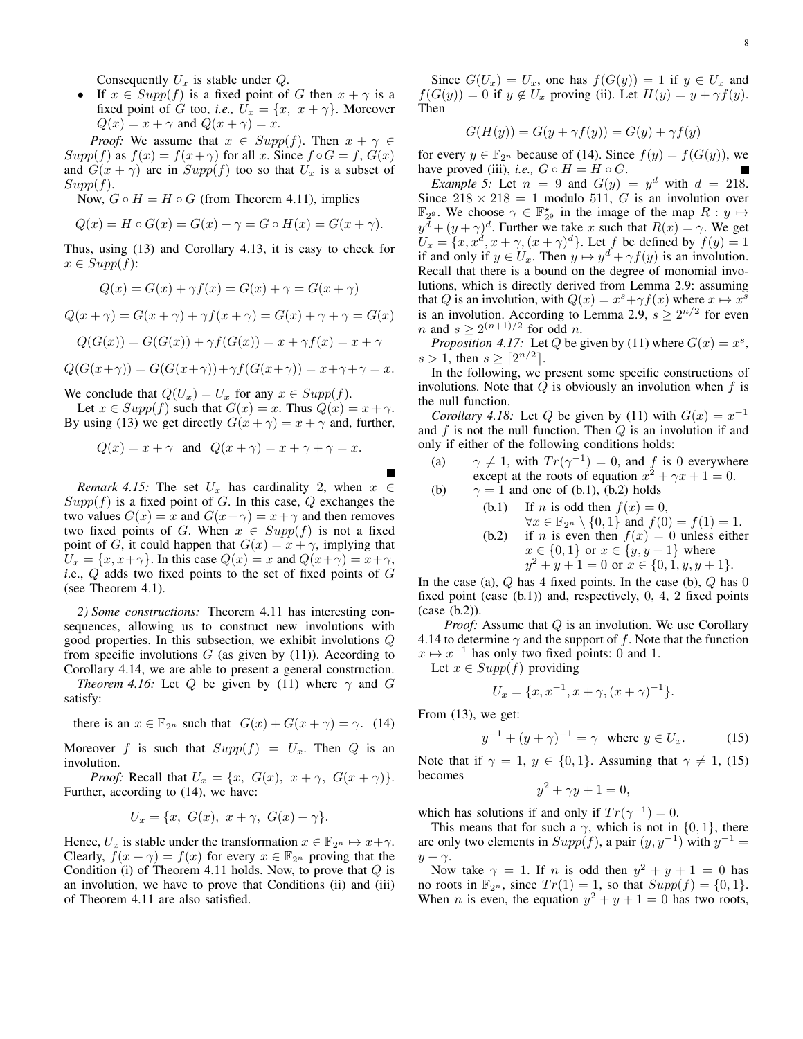Consequently $U_x$ is stable under $Q$.

- If $x \in Supp(f)$ is a fixed point of $G$ then $x+\gamma$ is a fixed point of $G$ too, *i.e.,* $U_x = \{x,\ x+\gamma\}$. Moreover $Q(x) = x+\gamma$ and $Q(x+\gamma) = x$.

*Proof:* We assume that $x \in Supp(f)$. Then $x+\gamma \in Supp(f)$ as $f(x) = f(x+\gamma)$ for all $x$. Since $f \circ G = f$, $G(x)$ and $G(x+\gamma)$ are in $Supp(f)$ too so that $U_x$ is a subset of $Supp(f)$.

Now, $G \circ H = H \circ G$ (from Theorem 4.11), implies

$$Q(x) = H \circ G(x) = G(x) + \gamma = G \circ H(x) = G(x+\gamma).$$

Thus, using (13) and Corollary 4.13, it is easy to check for $x \in Supp(f)$:

$$Q(x) = G(x) + \gamma f(x) = G(x) + \gamma = G(x+\gamma)$$

$$Q(x+\gamma) = G(x+\gamma) + \gamma f(x+\gamma) = G(x) + \gamma + \gamma = G(x)$$

$$Q(G(x)) = G(G(x)) + \gamma f(G(x)) = x + \gamma f(x) = x + \gamma$$

$$Q(G(x+\gamma)) = G(G(x+\gamma)) + \gamma f(G(x+\gamma)) = x+\gamma+\gamma = x.$$

We conclude that $Q(U_x) = U_x$ for any $x \in Supp(f)$.

Let $x \in Supp(f)$ such that $G(x) = x$. Thus $Q(x) = x+\gamma$. By using (13) we get directly $G(x+\gamma) = x+\gamma$ and, further,

$$Q(x) = x+\gamma \ \text{ and } \ Q(x+\gamma) = x+\gamma+\gamma = x.$$

■

*Remark 4.15:* The set $U_x$ has cardinality 2, when $x \in Supp(f)$ is a fixed point of $G$. In this case, $Q$ exchanges the two values $G(x) = x$ and $G(x+\gamma) = x+\gamma$ and then removes two fixed points of $G$. When $x \in Supp(f)$ is not a fixed point of $G$, it could happen that $G(x) = x+\gamma$, implying that $U_x = \{x, x+\gamma\}$. In this case $Q(x) = x$ and $Q(x+\gamma) = x+\gamma$, *i*.e., $Q$ adds two fixed points to the set of fixed points of $G$ (see Theorem 4.1).

*2) Some constructions:* Theorem 4.11 has interesting consequences, allowing us to construct new involutions with good properties. In this subsection, we exhibit involutions $Q$ from specific involutions $G$ (as given by (11)). According to Corollary 4.14, we are able to present a general construction.

*Theorem 4.16:* Let $Q$ be given by (11) where $\gamma$ and $G$ satisfy:

$$\text{there is an } x \in \mathbb{F}_{2^n} \text{ such that } \ G(x) + G(x+\gamma) = \gamma. \quad (14)$$

Moreover $f$ is such that $Supp(f) = U_x$. Then $Q$ is an involution.

*Proof:* Recall that $U_x = \{x,\ G(x),\ x+\gamma,\ G(x+\gamma)\}$. Further, according to (14), we have:

$$U_x = \{x,\ G(x),\ x+\gamma,\ G(x)+\gamma\}.$$

Hence, $U_x$ is stable under the transformation $x \in \mathbb{F}_{2^n} \mapsto x+\gamma$. Clearly, $f(x+\gamma) = f(x)$ for every $x \in \mathbb{F}_{2^n}$ proving that the Condition (i) of Theorem 4.11 holds. Now, to prove that $Q$ is an involution, we have to prove that Conditions (ii) and (iii) of Theorem 4.11 are also satisfied.

Since $G(U_x) = U_x$, one has $f(G(y)) = 1$ if $y \in U_x$ and $f(G(y)) = 0$ if $y \notin U_x$ proving (ii). Let $H(y) = y + \gamma f(y)$. Then

$$G(H(y)) = G(y + \gamma f(y)) = G(y) + \gamma f(y)$$

for every $y \in \mathbb{F}_{2^n}$ because of (14). Since $f(y) = f(G(y))$, we have proved (iii), *i.e.,* $G \circ H = H \circ G$. ■

*Example 5:* Let $n = 9$ and $G(y) = y^d$ with $d = 218$. Since $218 \times 218 = 1$ modulo 511, $G$ is an involution over $\mathbb{F}_{2^9}$. We choose $\gamma \in \mathbb{F}^\star_{2^9}$ in the image of the map $R : y \mapsto y^d + (y+\gamma)^d$. Further we take $x$ such that $R(x) = \gamma$. We get $U_x = \{x, x^d, x+\gamma, (x+\gamma)^d\}$. Let $f$ be defined by $f(y) = 1$ if and only if $y \in U_x$. Then $y \mapsto y^d + \gamma f(y)$ is an involution. Recall that there is a bound on the degree of monomial involutions, which is directly derived from Lemma 2.9: assuming that $Q$ is an involution, with $Q(x) = x^s + \gamma f(x)$ where $x \mapsto x^s$ is an involution. According to Lemma 2.9, $s \geq 2^{n/2}$ for even $n$ and $s \geq 2^{(n+1)/2}$ for odd $n$.

*Proposition 4.17:* Let $Q$ be given by (11) where $G(x) = x^s$, $s > 1$, then $s \geq \lceil 2^{n/2} \rceil$.

In the following, we present some specific constructions of involutions. Note that $Q$ is obviously an involution when $f$ is the null function.

*Corollary 4.18:* Let $Q$ be given by (11) with $G(x) = x^{-1}$ and $f$ is not the null function. Then $Q$ is an involution if and only if either of the following conditions holds:

(a) $\gamma \neq 1$, with $Tr(\gamma^{-1}) = 0$, and $f$ is 0 everywhere except at the roots of equation $x^2 + \gamma x + 1 = 0$.

(b) $\gamma = 1$ and one of (b.1), (b.2) holds

- (b.1) If $n$ is odd then $f(x) = 0$, $\forall x \in \mathbb{F}_{2^n} \setminus \{0, 1\}$ and $f(0) = f(1) = 1$.
- (b.2) if $n$ is even then $f(x) = 0$ unless either $x \in \{0, 1\}$ or $x \in \{y, y+1\}$ where $y^2 + y + 1 = 0$ or $x \in \{0, 1, y, y+1\}$.

In the case (a), $Q$ has 4 fixed points. In the case (b), $Q$ has 0 fixed point (case (b.1)) and, respectively, 0, 4, 2 fixed points (case (b.2)).

*Proof:* Assume that $Q$ is an involution. We use Corollary 4.14 to determine $\gamma$ and the support of $f$. Note that the function $x \mapsto x^{-1}$ has only two fixed points: 0 and 1.

Let $x \in Supp(f)$ providing

$$U_x = \{x, x^{-1}, x+\gamma, (x+\gamma)^{-1}\}.$$

From (13), we get:

$$y^{-1} + (y+\gamma)^{-1} = \gamma \ \text{ where } y \in U_x. \quad (15)$$

Note that if $\gamma = 1$, $y \in \{0, 1\}$. Assuming that $\gamma \neq 1$, (15) becomes

$$y^2 + \gamma y + 1 = 0,$$

which has solutions if and only if $Tr(\gamma^{-1}) = 0$.

This means that for such a $\gamma$, which is not in $\{0, 1\}$, there are only two elements in $Supp(f)$, a pair $(y, y^{-1})$ with $y^{-1} = y+\gamma$.

Now take $\gamma = 1$. If $n$ is odd then $y^2 + y + 1 = 0$ has no roots in $\mathbb{F}_{2^n}$, since $Tr(1) = 1$, so that $Supp(f) = \{0, 1\}$. When $n$ is even, the equation $y^2 + y + 1 = 0$ has two roots,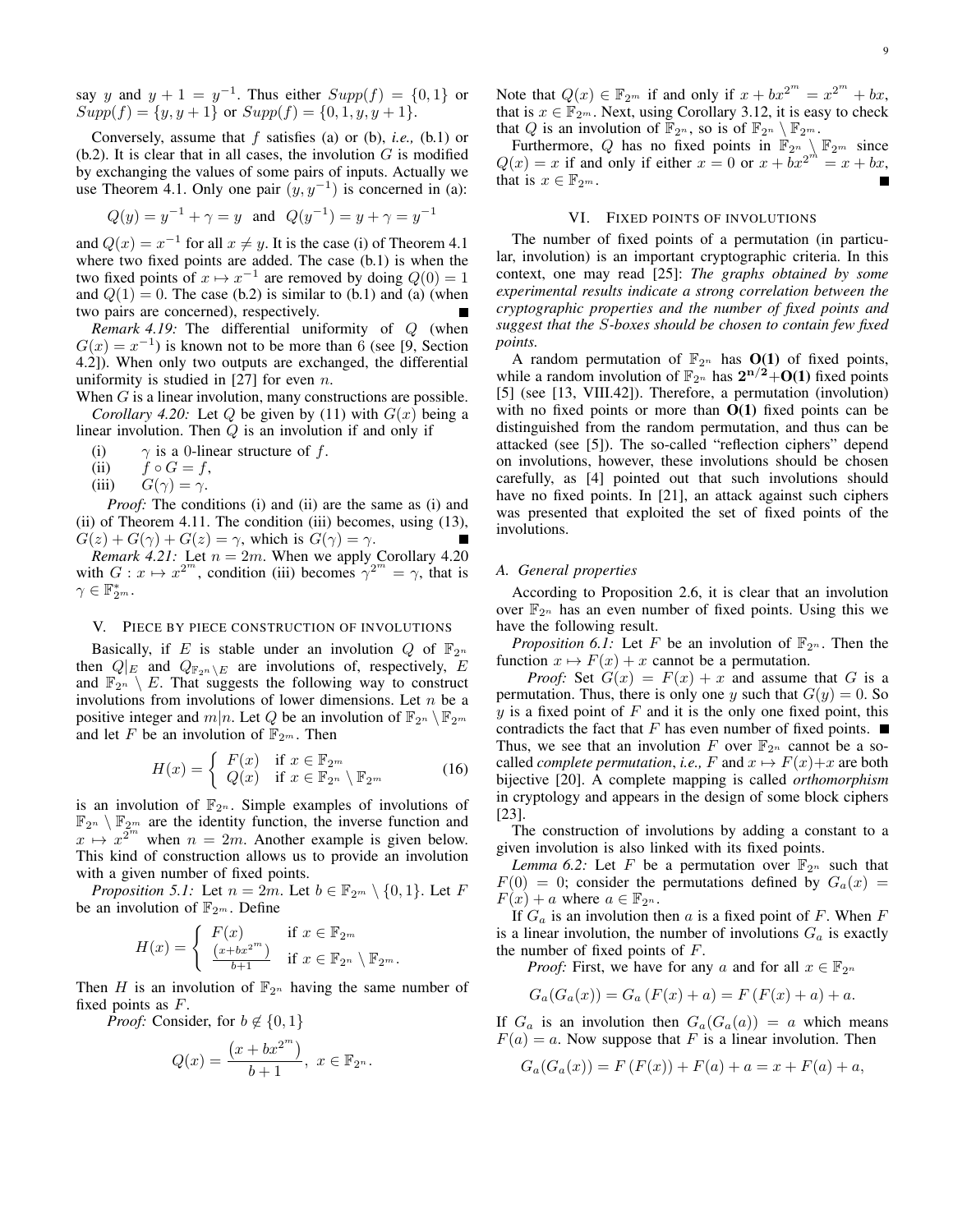say $y$ and $y+1 = y^{-1}$. Thus either $Supp(f) = \{0,1\}$ or $Supp(f) = \{y, y+1\}$ or $Supp(f) = \{0,1,y,y+1\}$.

Conversely, assume that $f$ satisfies (a) or (b), *i.e.,* (b.1) or (b.2). It is clear that in all cases, the involution $G$ is modified by exchanging the values of some pairs of inputs. Actually we use Theorem 4.1. Only one pair $(y, y^{-1})$ is concerned in (a):

$$Q(y) = y^{-1} + \gamma = y \quad \text{and} \quad Q(y^{-1}) = y + \gamma = y^{-1}$$

and $Q(x) = x^{-1}$ for all $x \neq y$. It is the case (i) of Theorem 4.1 where two fixed points are added. The case (b.1) is when the two fixed points of $x \mapsto x^{-1}$ are removed by doing $Q(0) = 1$ and $Q(1) = 0$. The case (b.2) is similar to (b.1) and (a) (when two pairs are concerned), respectively. ∎

*Remark 4.19:* The differential uniformity of $Q$ (when $G(x) = x^{-1}$) is known not to be more than 6 (see [9, Section 4.2]). When only two outputs are exchanged, the differential uniformity is studied in [27] for even $n$.

When $G$ is a linear involution, many constructions are possible.

*Corollary 4.20:* Let $Q$ be given by (11) with $G(x)$ being a linear involution. Then $Q$ is an involution if and only if

(i) $\gamma$ is a 0-linear structure of $f$.
(ii) $f \circ G = f$,
(iii) $G(\gamma) = \gamma$.

*Proof:* The conditions (i) and (ii) are the same as (i) and (ii) of Theorem 4.11. The condition (iii) becomes, using (13), $G(z) + G(\gamma) + G(z) = \gamma$, which is $G(\gamma) = \gamma$. ∎

*Remark 4.21:* Let $n = 2m$. When we apply Corollary 4.20 with $G : x \mapsto x^{2^m}$, condition (iii) becomes $\gamma^{2^m} = \gamma$, that is $\gamma \in \mathbb{F}_{2^m}^*$.

## V. Piece by piece construction of involutions

Basically, if $E$ is stable under an involution $Q$ of $\mathbb{F}_{2^n}$ then $Q|_E$ and $Q_{\mathbb{F}_{2^n} \setminus E}$ are involutions of, respectively, $E$ and $\mathbb{F}_{2^n} \setminus E$. That suggests the following way to construct involutions from involutions of lower dimensions. Let $n$ be a positive integer and $m|n$. Let $Q$ be an involution of $\mathbb{F}_{2^n} \setminus \mathbb{F}_{2^m}$ and let $F$ be an involution of $\mathbb{F}_{2^m}$. Then

$$H(x) = \begin{cases} F(x) & \text{if } x \in \mathbb{F}_{2^m} \\ Q(x) & \text{if } x \in \mathbb{F}_{2^n} \setminus \mathbb{F}_{2^m} \end{cases} \tag{16}$$

is an involution of $\mathbb{F}_{2^n}$. Simple examples of involutions of $\mathbb{F}_{2^n} \setminus \mathbb{F}_{2^m}$ are the identity function, the inverse function and $x \mapsto x^{2^m}$ when $n = 2m$. Another example is given below. This kind of construction allows us to provide an involution with a given number of fixed points.

*Proposition 5.1:* Let $n = 2m$. Let $b \in \mathbb{F}_{2^m} \setminus \{0,1\}$. Let $F$ be an involution of $\mathbb{F}_{2^m}$. Define

$$H(x) = \begin{cases} F(x) & \text{if } x \in \mathbb{F}_{2^m} \\ \frac{(x + bx^{2^m})}{b+1} & \text{if } x \in \mathbb{F}_{2^n} \setminus \mathbb{F}_{2^m}. \end{cases}$$

Then $H$ is an involution of $\mathbb{F}_{2^n}$ having the same number of fixed points as $F$.

*Proof:* Consider, for $b \notin \{0,1\}$

$$Q(x) = \frac{\left(x + bx^{2^m}\right)}{b+1}, \; x \in \mathbb{F}_{2^n}.$$

Note that $Q(x) \in \mathbb{F}_{2^m}$ if and only if $x + bx^{2^m} = x^{2^m} + bx$, that is $x \in \mathbb{F}_{2^m}$. Next, using Corollary 3.12, it is easy to check that $Q$ is an involution of $\mathbb{F}_{2^n}$, so is of $\mathbb{F}_{2^n} \setminus \mathbb{F}_{2^m}$.

Furthermore, $Q$ has no fixed points in $\mathbb{F}_{2^n} \setminus \mathbb{F}_{2^m}$ since $Q(x) = x$ if and only if either $x = 0$ or $x + bx^{2^m} = x + bx$, that is $x \in \mathbb{F}_{2^m}$. ∎

## VI. Fixed points of involutions

The number of fixed points of a permutation (in particular, involution) is an important cryptographic criteria. In this context, one may read [25]: *The graphs obtained by some experimental results indicate a strong correlation between the cryptographic properties and the number of fixed points and suggest that the S-boxes should be chosen to contain few fixed points.*

A random permutation of $\mathbb{F}_{2^n}$ has $\mathbf{O(1)}$ of fixed points, while a random involution of $\mathbb{F}_{2^n}$ has $\mathbf{2^{n/2}{+}O(1)}$ fixed points [5] (see [13, VIII.42]). Therefore, a permutation (involution) with no fixed points or more than $\mathbf{O(1)}$ fixed points can be distinguished from the random permutation, and thus can be attacked (see [5]). The so-called "reflection ciphers" depend on involutions, however, these involutions should be chosen carefully, as [4] pointed out that such involutions should have no fixed points. In [21], an attack against such ciphers was presented that exploited the set of fixed points of the involutions.

### A. General properties

According to Proposition 2.6, it is clear that an involution over $\mathbb{F}_{2^n}$ has an even number of fixed points. Using this we have the following result.

*Proposition 6.1:* Let $F$ be an involution of $\mathbb{F}_{2^n}$. Then the function $x \mapsto F(x) + x$ cannot be a permutation.

*Proof:* Set $G(x) = F(x) + x$ and assume that $G$ is a permutation. Thus, there is only one $y$ such that $G(y) = 0$. So $y$ is a fixed point of $F$ and it is the only one fixed point, this contradicts the fact that $F$ has even number of fixed points. ∎

Thus, we see that an involution $F$ over $\mathbb{F}_{2^n}$ cannot be a so-called *complete permutation*, *i.e.,* $F$ and $x \mapsto F(x)+x$ are both bijective [20]. A complete mapping is called *orthomorphism* in cryptology and appears in the design of some block ciphers [23].

The construction of involutions by adding a constant to a given involution is also linked with its fixed points.

*Lemma 6.2:* Let $F$ be a permutation over $\mathbb{F}_{2^n}$ such that $F(0) = 0$; consider the permutations defined by $G_a(x) = F(x) + a$ where $a \in \mathbb{F}_{2^n}$.

If $G_a$ is an involution then $a$ is a fixed point of $F$. When $F$ is a linear involution, the number of involutions $G_a$ is exactly the number of fixed points of $F$.

*Proof:* First, we have for any $a$ and for all $x \in \mathbb{F}_{2^n}$

$$G_a(G_a(x)) = G_a\left(F(x) + a\right) = F\left(F(x) + a\right) + a.$$

If $G_a$ is an involution then $G_a(G_a(a)) = a$ which means $F(a) = a$. Now suppose that $F$ is a linear involution. Then

$$G_a(G_a(x)) = F\left(F(x)\right) + F(a) + a = x + F(a) + a,$$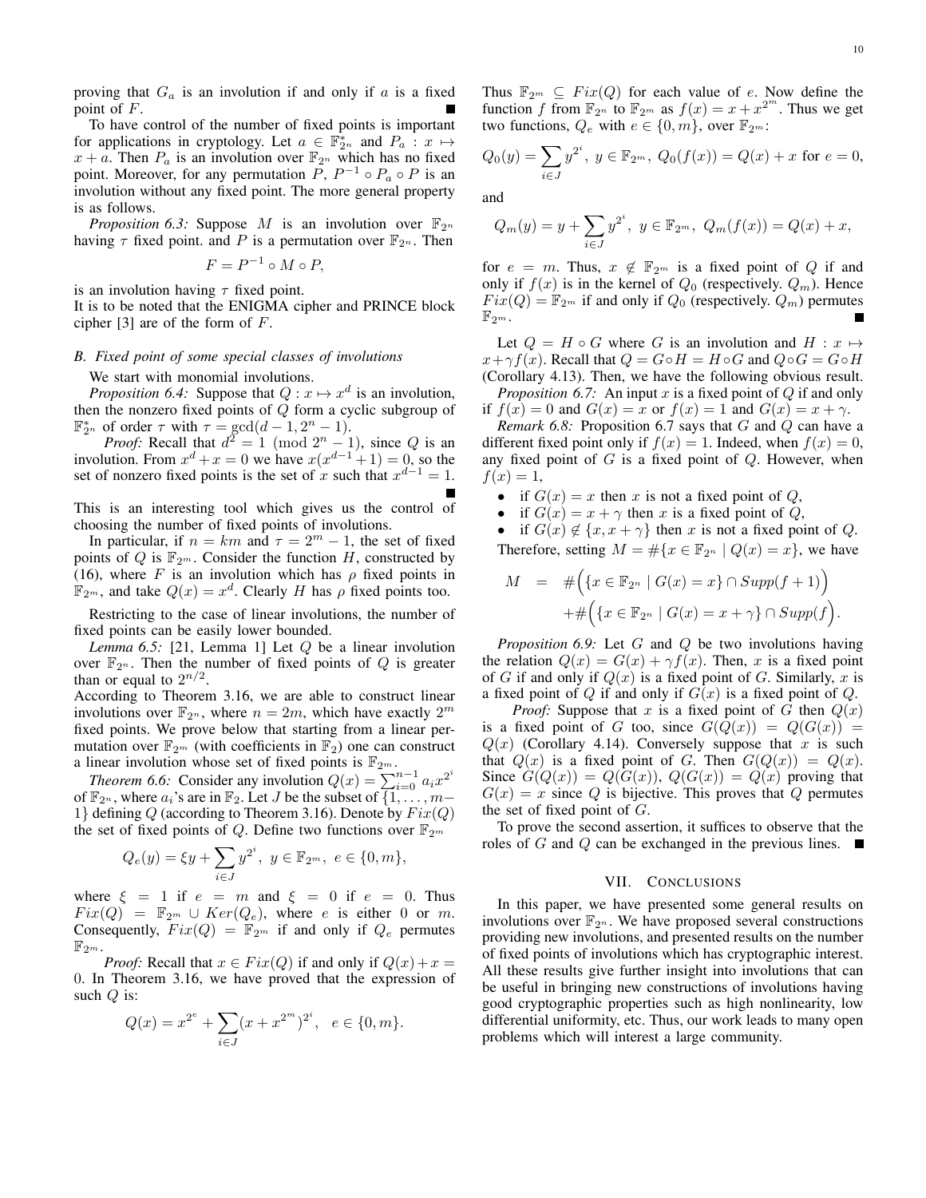proving that $G_a$ is an involution if and only if $a$ is a fixed point of $F$. ∎

To have control of the number of fixed points is important for applications in cryptology. Let $a \in \mathbb{F}_{2^n}^*$ and $P_a : x \mapsto x + a$. Then $P_a$ is an involution over $\mathbb{F}_{2^n}$ which has no fixed point. Moreover, for any permutation $P$, $P^{-1} \circ P_a \circ P$ is an involution without any fixed point. The more general property is as follows.

*Proposition 6.3:* Suppose $M$ is an involution over $\mathbb{F}_{2^n}$ having $\tau$ fixed point. and $P$ is a permutation over $\mathbb{F}_{2^n}$. Then

$$F = P^{-1} \circ M \circ P,$$

is an involution having $\tau$ fixed point.
It is to be noted that the ENIGMA cipher and PRINCE block cipher [3] are of the form of $F$.

### B. Fixed point of some special classes of involutions

We start with monomial involutions.

*Proposition 6.4:* Suppose that $Q : x \mapsto x^d$ is an involution, then the nonzero fixed points of $Q$ form a cyclic subgroup of $\mathbb{F}_{2^n}^*$ of order $\tau$ with $\tau = \gcd(d-1, 2^n-1)$.

*Proof:* Recall that $d^2 = 1 \pmod{2^n-1}$, since $Q$ is an involution. From $x^d + x = 0$ we have $x(x^{d-1}+1) = 0$, so the set of nonzero fixed points is the set of $x$ such that $x^{d-1} = 1$. ∎

This is an interesting tool which gives us the control of choosing the number of fixed points of involutions.

In particular, if $n = km$ and $\tau = 2^m - 1$, the set of fixed points of $Q$ is $\mathbb{F}_{2^m}$. Consider the function $H$, constructed by (16), where $F$ is an involution which has $\rho$ fixed points in $\mathbb{F}_{2^m}$, and take $Q(x) = x^d$. Clearly $H$ has $\rho$ fixed points too.

Restricting to the case of linear involutions, the number of fixed points can be easily lower bounded.

*Lemma 6.5:* [21, Lemma 1] Let $Q$ be a linear involution over $\mathbb{F}_{2^n}$. Then the number of fixed points of $Q$ is greater than or equal to $2^{n/2}$.

According to Theorem 3.16, we are able to construct linear involutions over $\mathbb{F}_{2^n}$, where $n = 2m$, which have exactly $2^m$ fixed points. We prove below that starting from a linear permutation over $\mathbb{F}_{2^m}$ (with coefficients in $\mathbb{F}_2$) one can construct a linear involution whose set of fixed points is $\mathbb{F}_{2^m}$.

*Theorem 6.6:* Consider any involution $Q(x) = \sum_{i=0}^{n-1} a_i x^{2^i}$ of $\mathbb{F}_{2^n}$, where $a_i$'s are in $\mathbb{F}_2$. Let $J$ be the subset of $\{1, \ldots, m-1\}$ defining $Q$ (according to Theorem 3.16). Denote by $Fix(Q)$ the set of fixed points of $Q$. Define two functions over $\mathbb{F}_{2^m}$

$$Q_e(y) = \xi y + \sum_{i \in J} y^{2^i}, \ y \in \mathbb{F}_{2^m}, \ e \in \{0, m\},$$

where $\xi = 1$ if $e = m$ and $\xi = 0$ if $e = 0$. Thus $Fix(Q) = \mathbb{F}_{2^m} \cup Ker(Q_e)$, where $e$ is either 0 or $m$. Consequently, $Fix(Q) = \mathbb{F}_{2^m}$ if and only if $Q_e$ permutes $\mathbb{F}_{2^m}$.

*Proof:* Recall that $x \in Fix(Q)$ if and only if $Q(x) + x = 0$. In Theorem 3.16, we have proved that the expression of such $Q$ is:

$$Q(x) = x^{2^e} + \sum_{i \in J} (x + x^{2^m})^{2^i}, \quad e \in \{0, m\}.$$

Thus $\mathbb{F}_{2^m} \subseteq Fix(Q)$ for each value of $e$. Now define the function $f$ from $\mathbb{F}_{2^n}$ to $\mathbb{F}_{2^m}$ as $f(x) = x + x^{2^m}$. Thus we get two functions, $Q_e$ with $e \in \{0, m\}$, over $\mathbb{F}_{2^m}$:

$$Q_0(y) = \sum_{i \in J} y^{2^i}, \ y \in \mathbb{F}_{2^m}, \ Q_0(f(x)) = Q(x) + x \text{ for } e = 0,$$

and

$$Q_m(y) = y + \sum_{i \in J} y^{2^i}, \ y \in \mathbb{F}_{2^m}, \ Q_m(f(x)) = Q(x) + x,$$

for $e = m$. Thus, $x \notin \mathbb{F}_{2^m}$ is a fixed point of $Q$ if and only if $f(x)$ is in the kernel of $Q_0$ (respectively. $Q_m$). Hence $Fix(Q) = \mathbb{F}_{2^m}$ if and only if $Q_0$ (respectively. $Q_m$) permutes $\mathbb{F}_{2^m}$. ∎

Let $Q = H \circ G$ where $G$ is an involution and $H : x \mapsto x + \gamma f(x)$. Recall that $Q = G \circ H = H \circ G$ and $Q \circ G = G \circ H$ (Corollary 4.13). Then, we have the following obvious result.

*Proposition 6.7:* An input $x$ is a fixed point of $Q$ if and only if $f(x) = 0$ and $G(x) = x$ or $f(x) = 1$ and $G(x) = x + \gamma$.

*Remark 6.8:* Proposition 6.7 says that $G$ and $Q$ can have a different fixed point only if $f(x) = 1$. Indeed, when $f(x) = 0$, any fixed point of $G$ is a fixed point of $Q$. However, when $f(x) = 1$,

- if $G(x) = x$ then $x$ is not a fixed point of $Q$,
- if $G(x) = x + \gamma$ then $x$ is a fixed point of $Q$,
- if $G(x) \notin \{x, x + \gamma\}$ then $x$ is not a fixed point of $Q$.

Therefore, setting $M = \#\{x \in \mathbb{F}_{2^n} \mid Q(x) = x\}$, we have

$$\begin{aligned} M &= \#\Big(\{x \in \mathbb{F}_{2^n} \mid G(x) = x\} \cap Supp(f+1)\Big) \\ &\quad + \#\Big(\{x \in \mathbb{F}_{2^n} \mid G(x) = x + \gamma\} \cap Supp(f)\Big). \end{aligned}$$

*Proposition 6.9:* Let $G$ and $Q$ be two involutions having the relation $Q(x) = G(x) + \gamma f(x)$. Then, $x$ is a fixed point of $G$ if and only if $Q(x)$ is a fixed point of $G$. Similarly, $x$ is a fixed point of $Q$ if and only if $G(x)$ is a fixed point of $Q$.

*Proof:* Suppose that $x$ is a fixed point of $G$ then $Q(x)$ is a fixed point of $G$ too, since $G(Q(x)) = Q(G(x)) = Q(x)$ (Corollary 4.14). Conversely suppose that $x$ is such that $Q(x)$ is a fixed point of $G$. Then $G(Q(x)) = Q(x)$. Since $G(Q(x)) = Q(G(x))$, $Q(G(x)) = Q(x)$ proving that $G(x) = x$ since $Q$ is bijective. This proves that $Q$ permutes the set of fixed point of $G$.

To prove the second assertion, it suffices to observe that the roles of $G$ and $Q$ can be exchanged in the previous lines. ∎

## VII. Conclusions

In this paper, we have presented some general results on involutions over $\mathbb{F}_{2^n}$. We have proposed several constructions providing new involutions, and presented results on the number of fixed points of involutions which has cryptographic interest. All these results give further insight into involutions that can be useful in bringing new constructions of involutions having good cryptographic properties such as high nonlinearity, low differential uniformity, etc. Thus, our work leads to many open problems which will interest a large community.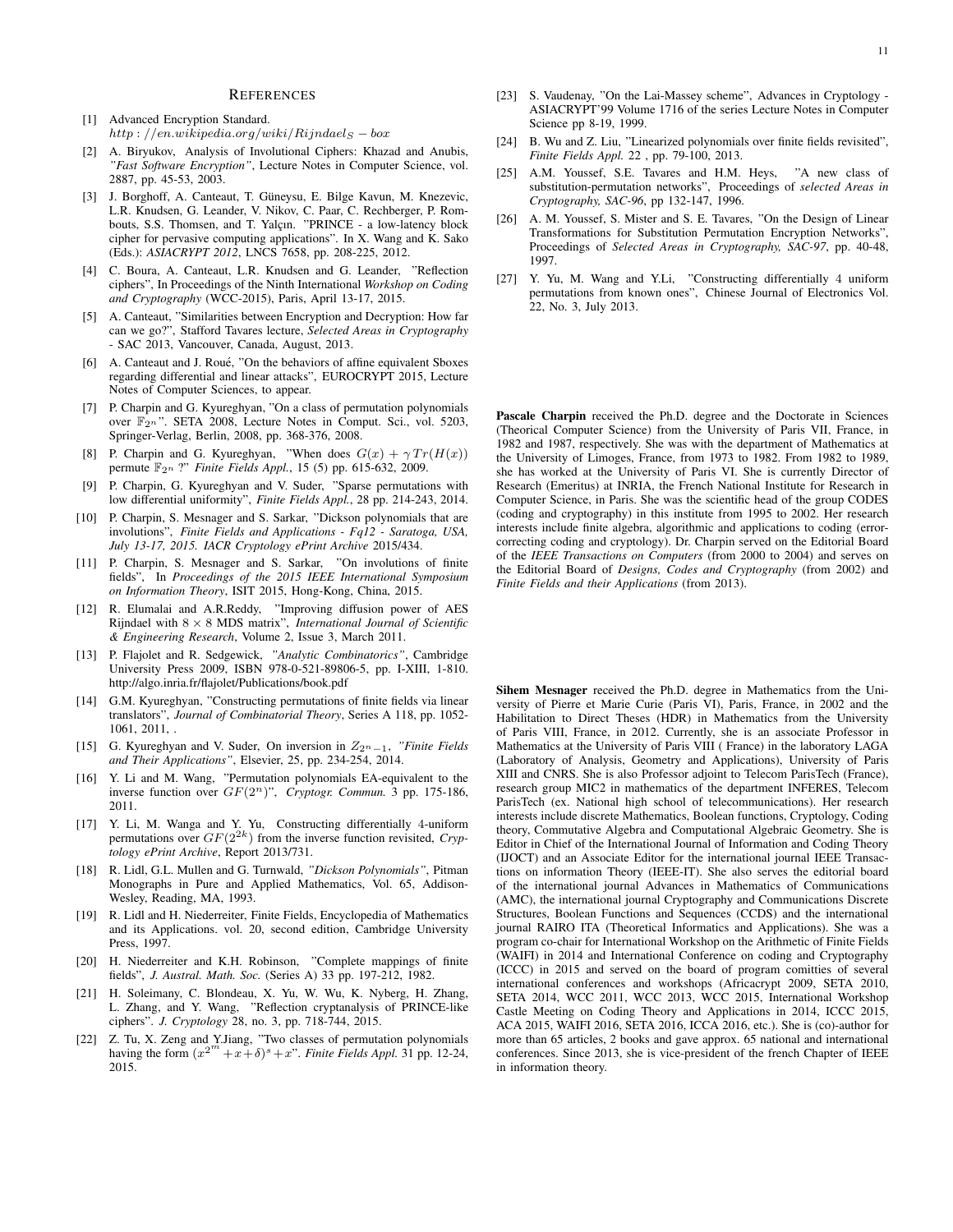## References

[1] Advanced Encryption Standard. $http://en.wikipedia.org/wiki/Rijndael_S-box$

[2] A. Biryukov, Analysis of Involutional Ciphers: Khazad and Anubis, *"Fast Software Encryption"*, Lecture Notes in Computer Science, vol. 2887, pp. 45-53, 2003.

[3] J. Borghoff, A. Canteaut, T. Güneysu, E. Bilge Kavun, M. Knezevic, L.R. Knudsen, G. Leander, V. Nikov, C. Paar, C. Rechberger, P. Rombouts, S.S. Thomsen, and T. Yalçın. "PRINCE - a low-latency block cipher for pervasive computing applications". In X. Wang and K. Sako (Eds.): *ASIACRYPT 2012*, LNCS 7658, pp. 208-225, 2012.

[4] C. Boura, A. Canteaut, L.R. Knudsen and G. Leander, "Reflection ciphers", In Proceedings of the Ninth International *Workshop on Coding and Cryptography* (WCC-2015), Paris, April 13-17, 2015.

[5] A. Canteaut, "Similarities between Encryption and Decryption: How far can we go?", Stafford Tavares lecture, *Selected Areas in Cryptography* - SAC 2013, Vancouver, Canada, August, 2013.

[6] A. Canteaut and J. Roué, "On the behaviors of affine equivalent Sboxes regarding differential and linear attacks", EUROCRYPT 2015, Lecture Notes of Computer Sciences, to appear.

[7] P. Charpin and G. Kyureghyan, "On a class of permutation polynomials over $\mathbb{F}_{2^n}$". SETA 2008, Lecture Notes in Comput. Sci., vol. 5203, Springer-Verlag, Berlin, 2008, pp. 368-376, 2008.

[8] P. Charpin and G. Kyureghyan, "When does $G(x) + \gamma Tr(H(x))$ permute $\mathbb{F}_{2^n}$ ?" *Finite Fields Appl.*, 15 (5) pp. 615-632, 2009.

[9] P. Charpin, G. Kyureghyan and V. Suder, "Sparse permutations with low differential uniformity", *Finite Fields Appl.*, 28 pp. 214-243, 2014.

[10] P. Charpin, S. Mesnager and S. Sarkar, "Dickson polynomials that are involutions", *Finite Fields and Applications - Fq12 - Saratoga, USA, July 13-17, 2015. IACR Cryptology ePrint Archive* 2015/434.

[11] P. Charpin, S. Mesnager and S. Sarkar, "On involutions of finite fields", In *Proceedings of the 2015 IEEE International Symposium on Information Theory*, ISIT 2015, Hong-Kong, China, 2015.

[12] R. Elumalai and A.R.Reddy, "Improving diffusion power of AES Rijndael with $8 \times 8$ MDS matrix", *International Journal of Scientific & Engineering Research*, Volume 2, Issue 3, March 2011.

[13] P. Flajolet and R. Sedgewick, *"Analytic Combinatorics"*, Cambridge University Press 2009, ISBN 978-0-521-89806-5, pp. I-XIII, 1-810. http://algo.inria.fr/flajolet/Publications/book.pdf

[14] G.M. Kyureghyan, "Constructing permutations of finite fields via linear translators", *Journal of Combinatorial Theory*, Series A 118, pp. 1052-1061, 2011, .

[15] G. Kyureghyan and V. Suder, On inversion in $Z_{2^n-1}$, *"Finite Fields and Their Applications"*, Elsevier, 25, pp. 234-254, 2014.

[16] Y. Li and M. Wang, "Permutation polynomials EA-equivalent to the inverse function over $GF(2^n)$", *Cryptogr. Commun.* 3 pp. 175-186, 2011.

[17] Y. Li, M. Wanga and Y. Yu, Constructing differentially 4-uniform permutations over $GF(2^{2k})$ from the inverse function revisited, *Cryptology ePrint Archive*, Report 2013/731.

[18] R. Lidl, G.L. Mullen and G. Turnwald, *"Dickson Polynomials"*, Pitman Monographs in Pure and Applied Mathematics, Vol. 65, Addison-Wesley, Reading, MA, 1993.

[19] R. Lidl and H. Niederreiter, Finite Fields, Encyclopedia of Mathematics and its Applications. vol. 20, second edition, Cambridge University Press, 1997.

[20] H. Niederreiter and K.H. Robinson, "Complete mappings of finite fields", *J. Austral. Math. Soc.* (Series A) 33 pp. 197-212, 1982.

[21] H. Soleimany, C. Blondeau, X. Yu, W. Wu, K. Nyberg, H. Zhang, L. Zhang, and Y. Wang, "Reflection cryptanalysis of PRINCE-like ciphers". *J. Cryptology* 28, no. 3, pp. 718-744, 2015.

[22] Z. Tu, X. Zeng and Y.Jiang, "Two classes of permutation polynomials having the form $(x^{2^m}+x+\delta)^s+x$". *Finite Fields Appl.* 31 pp. 12-24, 2015.

[23] S. Vaudenay, "On the Lai-Massey scheme", Advances in Cryptology - ASIACRYPT'99 Volume 1716 of the series Lecture Notes in Computer Science pp 8-19, 1999.

[24] B. Wu and Z. Liu, "Linearized polynomials over finite fields revisited", *Finite Fields Appl.* 22 , pp. 79-100, 2013.

[25] A.M. Youssef, S.E. Tavares and H.M. Heys, "A new class of substitution-permutation networks", Proceedings of *selected Areas in Cryptography, SAC-96*, pp 132-147, 1996.

[26] A. M. Youssef, S. Mister and S. E. Tavares, "On the Design of Linear Transformations for Substitution Permutation Encryption Networks", Proceedings of *Selected Areas in Cryptography, SAC-97*, pp. 40-48, 1997.

[27] Y. Yu, M. Wang and Y.Li, "Constructing differentially 4 uniform permutations from known ones", Chinese Journal of Electronics Vol. 22, No. 3, July 2013.

**Pascale Charpin** received the Ph.D. degree and the Doctorate in Sciences (Theorical Computer Science) from the University of Paris VII, France, in 1982 and 1987, respectively. She was with the department of Mathematics at the University of Limoges, France, from 1973 to 1982. From 1982 to 1989, she has worked at the University of Paris VI. She is currently Director of Research (Emeritus) at INRIA, the French National Institute for Research in Computer Science, in Paris. She was the scientific head of the group CODES (coding and cryptography) in this institute from 1995 to 2002. Her research interests include finite algebra, algorithmic and applications to coding (error-correcting coding and cryptology). Dr. Charpin served on the Editorial Board of the *IEEE Transactions on Computers* (from 2000 to 2004) and serves on the Editorial Board of *Designs, Codes and Cryptography* (from 2002) and *Finite Fields and their Applications* (from 2013).

**Sihem Mesnager** received the Ph.D. degree in Mathematics from the University of Pierre et Marie Curie (Paris VI), Paris, France, in 2002 and the Habilitation to Direct Theses (HDR) in Mathematics from the University of Paris VIII, France, in 2012. Currently, she is an associate Professor in Mathematics at the University of Paris VIII ( France) in the laboratory LAGA (Laboratory of Analysis, Geometry and Applications), University of Paris XIII and CNRS. She is also Professor adjoint to Telecom ParisTech (France), research group MIC2 in mathematics of the department INFERES, Telecom ParisTech (ex. National high school of telecommunications). Her research interests include discrete Mathematics, Boolean functions, Cryptology, Coding theory, Commutative Algebra and Computational Algebraic Geometry. She is Editor in Chief of the International Journal of Information and Coding Theory (IJOCT) and an Associate Editor for the international journal IEEE Transactions on information Theory (IEEE-IT). She also serves the editorial board of the international journal Advances in Mathematics of Communications (AMC), the international journal Cryptography and Communications Discrete Structures, Boolean Functions and Sequences (CCDS) and the international journal RAIRO ITA (Theoretical Informatics and Applications). She was a program co-chair for International Workshop on the Arithmetic of Finite Fields (WAIFI) in 2014 and International Conference on coding and Cryptography (ICCC) in 2015 and served on the board of program comitties of several international conferences and workshops (Africacrypt 2009, SETA 2010, SETA 2014, WCC 2011, WCC 2013, WCC 2015, International Workshop Castle Meeting on Coding Theory and Applications in 2014, ICCC 2015, ACA 2015, WAIFI 2016, SETA 2016, ICCA 2016, etc.). She is (co)-author for more than 65 articles, 2 books and gave approx. 65 national and international conferences. Since 2013, she is vice-president of the french Chapter of IEEE in information theory.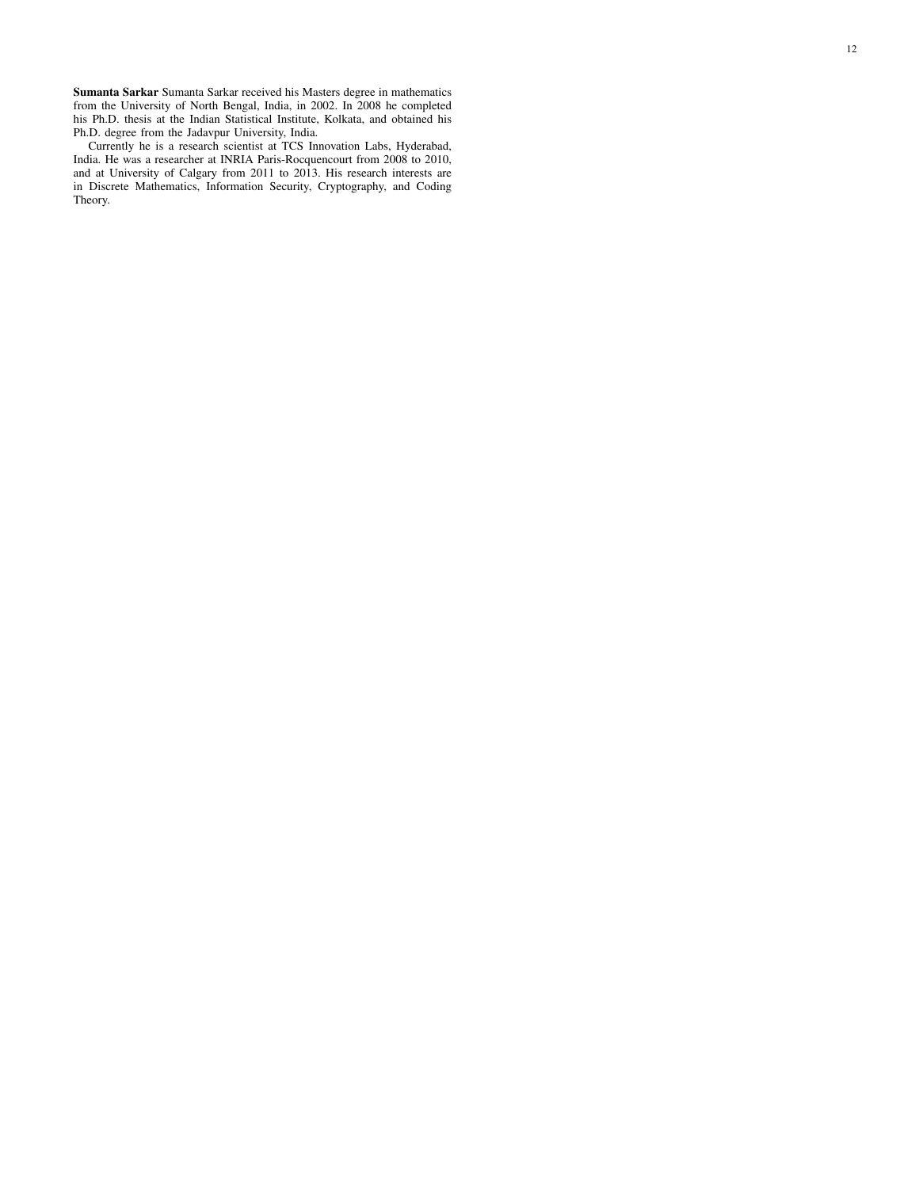**Sumanta Sarkar** Sumanta Sarkar received his Masters degree in mathematics from the University of North Bengal, India, in 2002. In 2008 he completed his Ph.D. thesis at the Indian Statistical Institute, Kolkata, and obtained his Ph.D. degree from the Jadavpur University, India.

Currently he is a research scientist at TCS Innovation Labs, Hyderabad, India. He was a researcher at INRIA Paris-Rocquencourt from 2008 to 2010, and at University of Calgary from 2011 to 2013. His research interests are in Discrete Mathematics, Information Security, Cryptography, and Coding Theory.